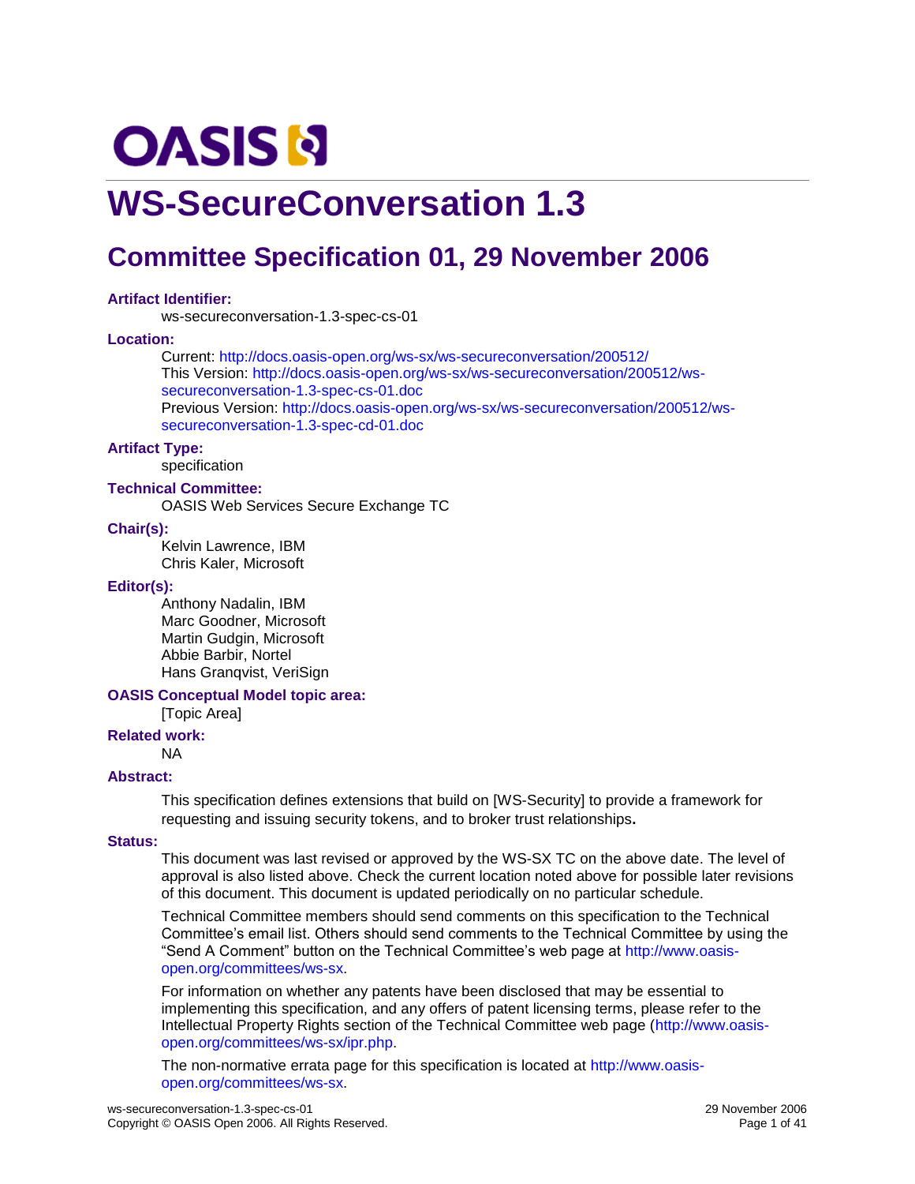# WS-SecureConversation 1.3

## Committee Specification 01, 29 November 2006

**Artifact Identifier:**

ws-secureconversation-1.3-spec-cs-01

**Location:**

Current: http://docs.oasis-open.org/ws-sx/ws-secureconversation/200512/
This Version: http://docs.oasis-open.org/ws-sx/ws-secureconversation/200512/ws-secureconversation-1.3-spec-cs-01.doc
Previous Version: http://docs.oasis-open.org/ws-sx/ws-secureconversation/200512/ws-secureconversation-1.3-spec-cd-01.doc

**Artifact Type:**

specification

**Technical Committee:**

OASIS Web Services Secure Exchange TC

**Chair(s):**

Kelvin Lawrence, IBM
Chris Kaler, Microsoft

**Editor(s):**

Anthony Nadalin, IBM
Marc Goodner, Microsoft
Martin Gudgin, Microsoft
Abbie Barbir, Nortel
Hans Granqvist, VeriSign

**OASIS Conceptual Model topic area:**

[Topic Area]

**Related work:**

NA

**Abstract:**

This specification defines extensions that build on [WS-Security] to provide a framework for requesting and issuing security tokens, and to broker trust relationships.

**Status:**

This document was last revised or approved by the WS-SX TC on the above date. The level of approval is also listed above. Check the current location noted above for possible later revisions of this document. This document is updated periodically on no particular schedule.

Technical Committee members should send comments on this specification to the Technical Committee's email list. Others should send comments to the Technical Committee by using the "Send A Comment" button on the Technical Committee's web page at http://www.oasis-open.org/committees/ws-sx.

For information on whether any patents have been disclosed that may be essential to implementing this specification, and any offers of patent licensing terms, please refer to the Intellectual Property Rights section of the Technical Committee web page (http://www.oasis-open.org/committees/ws-sx/ipr.php.

The non-normative errata page for this specification is located at http://www.oasis-open.org/committees/ws-sx.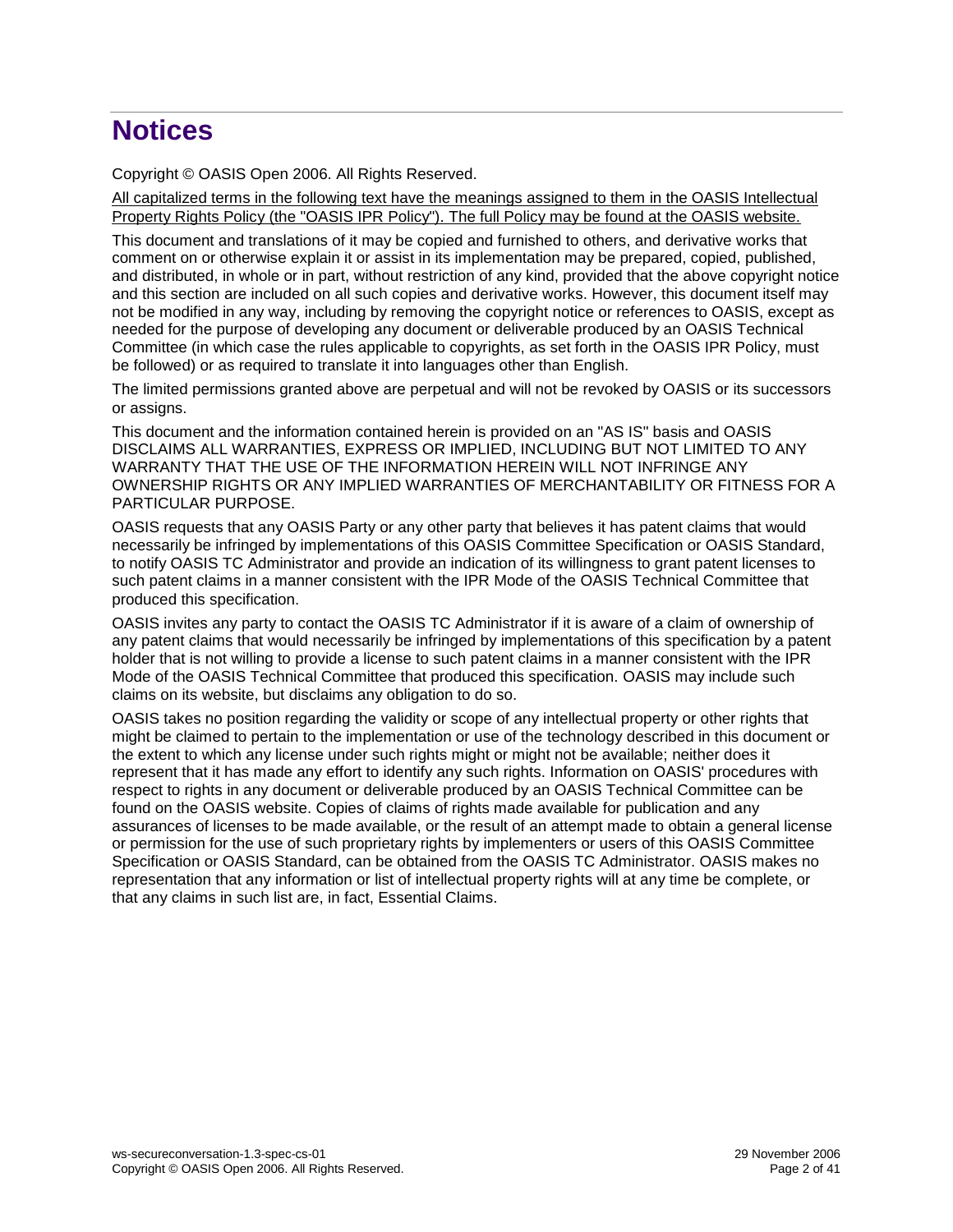# Notices

Copyright © OASIS Open 2006. All Rights Reserved.

All capitalized terms in the following text have the meanings assigned to them in the OASIS Intellectual Property Rights Policy (the "OASIS IPR Policy"). The full Policy may be found at the OASIS website.

This document and translations of it may be copied and furnished to others, and derivative works that comment on or otherwise explain it or assist in its implementation may be prepared, copied, published, and distributed, in whole or in part, without restriction of any kind, provided that the above copyright notice and this section are included on all such copies and derivative works. However, this document itself may not be modified in any way, including by removing the copyright notice or references to OASIS, except as needed for the purpose of developing any document or deliverable produced by an OASIS Technical Committee (in which case the rules applicable to copyrights, as set forth in the OASIS IPR Policy, must be followed) or as required to translate it into languages other than English.

The limited permissions granted above are perpetual and will not be revoked by OASIS or its successors or assigns.

This document and the information contained herein is provided on an "AS IS" basis and OASIS DISCLAIMS ALL WARRANTIES, EXPRESS OR IMPLIED, INCLUDING BUT NOT LIMITED TO ANY WARRANTY THAT THE USE OF THE INFORMATION HEREIN WILL NOT INFRINGE ANY OWNERSHIP RIGHTS OR ANY IMPLIED WARRANTIES OF MERCHANTABILITY OR FITNESS FOR A PARTICULAR PURPOSE.

OASIS requests that any OASIS Party or any other party that believes it has patent claims that would necessarily be infringed by implementations of this OASIS Committee Specification or OASIS Standard, to notify OASIS TC Administrator and provide an indication of its willingness to grant patent licenses to such patent claims in a manner consistent with the IPR Mode of the OASIS Technical Committee that produced this specification.

OASIS invites any party to contact the OASIS TC Administrator if it is aware of a claim of ownership of any patent claims that would necessarily be infringed by implementations of this specification by a patent holder that is not willing to provide a license to such patent claims in a manner consistent with the IPR Mode of the OASIS Technical Committee that produced this specification. OASIS may include such claims on its website, but disclaims any obligation to do so.

OASIS takes no position regarding the validity or scope of any intellectual property or other rights that might be claimed to pertain to the implementation or use of the technology described in this document or the extent to which any license under such rights might or might not be available; neither does it represent that it has made any effort to identify any such rights. Information on OASIS' procedures with respect to rights in any document or deliverable produced by an OASIS Technical Committee can be found on the OASIS website. Copies of claims of rights made available for publication and any assurances of licenses to be made available, or the result of an attempt made to obtain a general license or permission for the use of such proprietary rights by implementers or users of this OASIS Committee Specification or OASIS Standard, can be obtained from the OASIS TC Administrator. OASIS makes no representation that any information or list of intellectual property rights will at any time be complete, or that any claims in such list are, in fact, Essential Claims.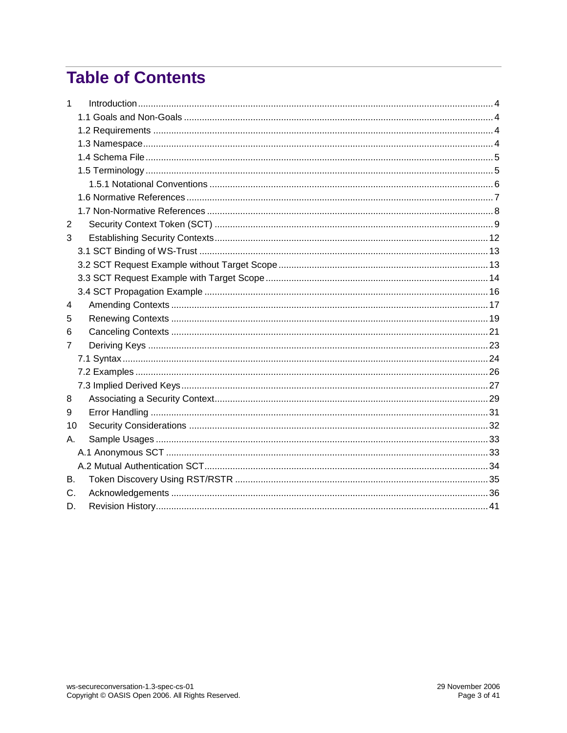# Table of Contents

1 Introduction ........................................................................................................ 4
  1.1 Goals and Non-Goals ........................................................................................ 4
  1.2 Requirements ................................................................................................... 4
  1.3 Namespace ....................................................................................................... 4
  1.4 Schema File ..................................................................................................... 5
  1.5 Terminology ..................................................................................................... 5
    1.5.1 Notational Conventions ............................................................................. 6
  1.6 Normative References ...................................................................................... 7
  1.7 Non-Normative References .............................................................................. 8
2 Security Context Token (SCT) ............................................................................. 9
3 Establishing Security Contexts ........................................................................... 12
  3.1 SCT Binding of WS-Trust ................................................................................ 13
  3.2 SCT Request Example without Target Scope ................................................. 13
  3.3 SCT Request Example with Target Scope ...................................................... 14
  3.4 SCT Propagation Example .............................................................................. 16
4 Amending Contexts ............................................................................................ 17
5 Renewing Contexts ............................................................................................ 19
6 Canceling Contexts ............................................................................................ 21
7 Deriving Keys ..................................................................................................... 23
  7.1 Syntax ............................................................................................................. 24
  7.2 Examples ........................................................................................................ 26
  7.3 Implied Derived Keys ...................................................................................... 27
8 Associating a Security Context .......................................................................... 29
9 Error Handling .................................................................................................... 31
10 Security Considerations ................................................................................... 32
A. Sample Usages ................................................................................................. 33
  A.1 Anonymous SCT ............................................................................................ 33
  A.2 Mutual Authentication SCT ............................................................................ 34
B. Token Discovery Using RST/RSTR .................................................................. 35
C. Acknowledgements ........................................................................................... 36
D. Revision History ................................................................................................ 41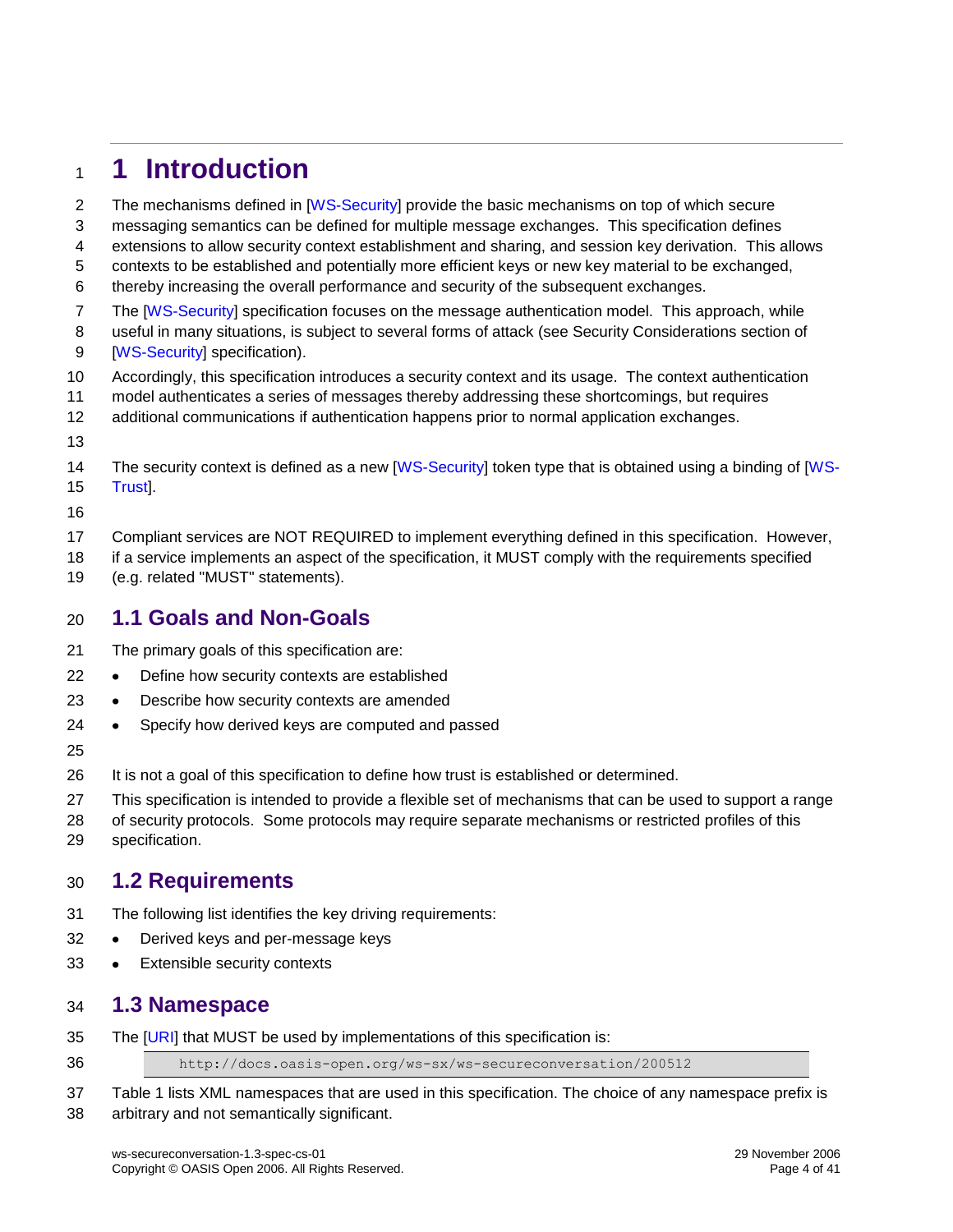# 1 Introduction

The mechanisms defined in [WS-Security] provide the basic mechanisms on top of which secure messaging semantics can be defined for multiple message exchanges. This specification defines extensions to allow security context establishment and sharing, and session key derivation. This allows contexts to be established and potentially more efficient keys or new key material to be exchanged, thereby increasing the overall performance and security of the subsequent exchanges.

The [WS-Security] specification focuses on the message authentication model. This approach, while useful in many situations, is subject to several forms of attack (see Security Considerations section of [WS-Security] specification).

Accordingly, this specification introduces a security context and its usage. The context authentication model authenticates a series of messages thereby addressing these shortcomings, but requires additional communications if authentication happens prior to normal application exchanges.

The security context is defined as a new [WS-Security] token type that is obtained using a binding of [WS-Trust].

Compliant services are NOT REQUIRED to implement everything defined in this specification. However, if a service implements an aspect of the specification, it MUST comply with the requirements specified (e.g. related "MUST" statements).

## 1.1 Goals and Non-Goals

The primary goals of this specification are:

- Define how security contexts are established
- Describe how security contexts are amended
- Specify how derived keys are computed and passed

It is not a goal of this specification to define how trust is established or determined.

This specification is intended to provide a flexible set of mechanisms that can be used to support a range of security protocols. Some protocols may require separate mechanisms or restricted profiles of this specification.

## 1.2 Requirements

The following list identifies the key driving requirements:

- Derived keys and per-message keys
- Extensible security contexts

## 1.3 Namespace

The [URI] that MUST be used by implementations of this specification is:

```
http://docs.oasis-open.org/ws-sx/ws-secureconversation/200512
```

Table 1 lists XML namespaces that are used in this specification. The choice of any namespace prefix is arbitrary and not semantically significant.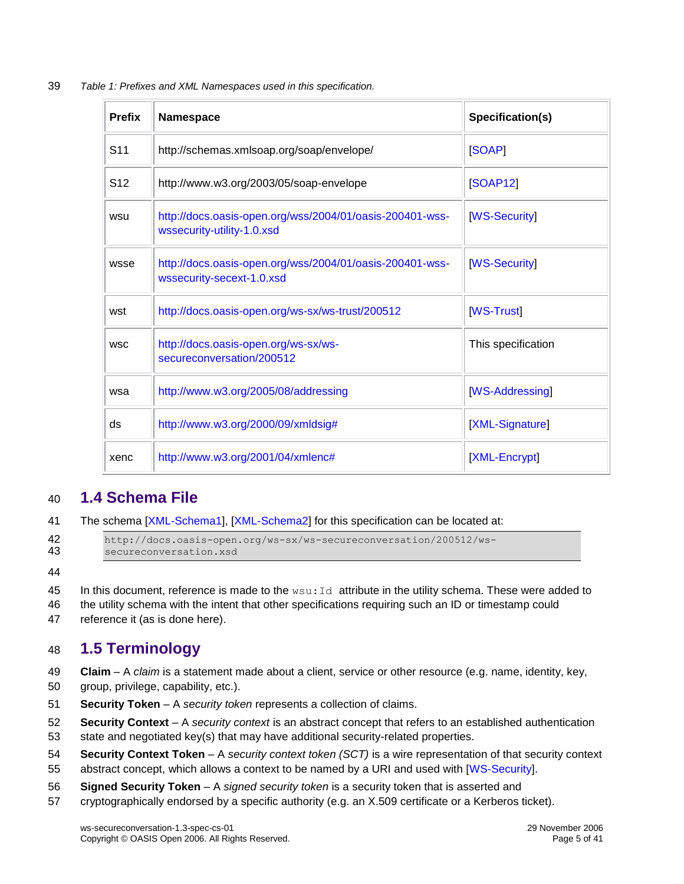*Table 1: Prefixes and XML Namespaces used in this specification.*

| Prefix | Namespace | Specification(s) |
|---|---|---|
| S11 | http://schemas.xmlsoap.org/soap/envelope/ | [SOAP] |
| S12 | http://www.w3.org/2003/05/soap-envelope | [SOAP12] |
| wsu | http://docs.oasis-open.org/wss/2004/01/oasis-200401-wss-wssecurity-utility-1.0.xsd | [WS-Security] |
| wsse | http://docs.oasis-open.org/wss/2004/01/oasis-200401-wss-wssecurity-secext-1.0.xsd | [WS-Security] |
| wst | http://docs.oasis-open.org/ws-sx/ws-trust/200512 | [WS-Trust] |
| wsc | http://docs.oasis-open.org/ws-sx/ws-secureconversation/200512 | This specification |
| wsa | http://www.w3.org/2005/08/addressing | [WS-Addressing] |
| ds | http://www.w3.org/2000/09/xmldsig# | [XML-Signature] |
| xenc | http://www.w3.org/2001/04/xmlenc# | [XML-Encrypt] |

## 1.4 Schema File

The schema [XML-Schema1], [XML-Schema2] for this specification can be located at:

```
http://docs.oasis-open.org/ws-sx/ws-secureconversation/200512/ws-secureconversation.xsd
```

In this document, reference is made to the `wsu:Id` attribute in the utility schema. These were added to the utility schema with the intent that other specifications requiring such an ID or timestamp could reference it (as is done here).

## 1.5 Terminology

**Claim** – A *claim* is a statement made about a client, service or other resource (e.g. name, identity, key, group, privilege, capability, etc.).

**Security Token** – A *security token* represents a collection of claims.

**Security Context** – A *security context* is an abstract concept that refers to an established authentication state and negotiated key(s) that may have additional security-related properties.

**Security Context Token** – A *security context token (SCT)* is a wire representation of that security context abstract concept, which allows a context to be named by a URI and used with [WS-Security].

**Signed Security Token** – A *signed security token* is a security token that is asserted and cryptographically endorsed by a specific authority (e.g. an X.509 certificate or a Kerberos ticket).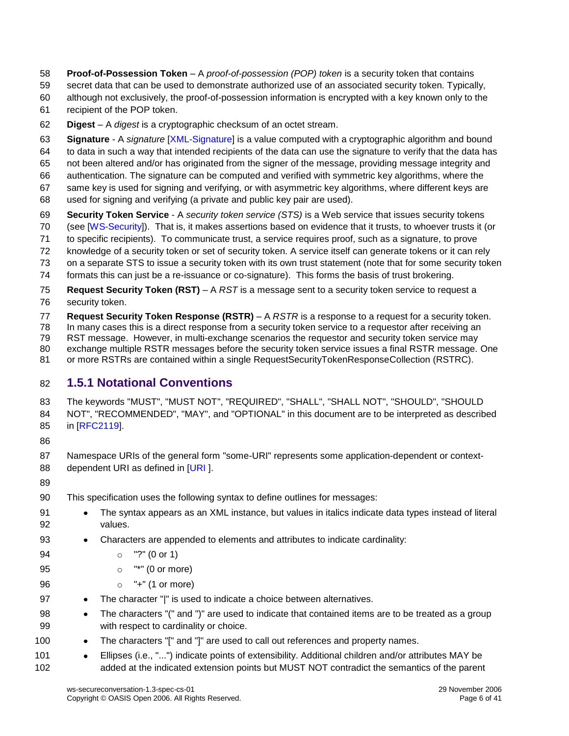**Proof-of-Possession Token** – A *proof-of-possession (POP) token* is a security token that contains secret data that can be used to demonstrate authorized use of an associated security token. Typically, although not exclusively, the proof-of-possession information is encrypted with a key known only to the recipient of the POP token.

**Digest** – A *digest* is a cryptographic checksum of an octet stream.

**Signature** - A *signature* [XML-Signature] is a value computed with a cryptographic algorithm and bound to data in such a way that intended recipients of the data can use the signature to verify that the data has not been altered and/or has originated from the signer of the message, providing message integrity and authentication. The signature can be computed and verified with symmetric key algorithms, where the same key is used for signing and verifying, or with asymmetric key algorithms, where different keys are used for signing and verifying (a private and public key pair are used).

**Security Token Service** - A *security token service (STS)* is a Web service that issues security tokens (see [WS-Security]). That is, it makes assertions based on evidence that it trusts, to whoever trusts it (or to specific recipients). To communicate trust, a service requires proof, such as a signature, to prove knowledge of a security token or set of security token. A service itself can generate tokens or it can rely on a separate STS to issue a security token with its own trust statement (note that for some security token formats this can just be a re-issuance or co-signature). This forms the basis of trust brokering.

**Request Security Token (RST)** – A *RST* is a message sent to a security token service to request a security token.

**Request Security Token Response (RSTR)** – A *RSTR* is a response to a request for a security token. In many cases this is a direct response from a security token service to a requestor after receiving an RST message. However, in multi-exchange scenarios the requestor and security token service may exchange multiple RSTR messages before the security token service issues a final RSTR message. One or more RSTRs are contained within a single RequestSecurityTokenResponseCollection (RSTRC).

### 1.5.1 Notational Conventions

The keywords "MUST", "MUST NOT", "REQUIRED", "SHALL", "SHALL NOT", "SHOULD", "SHOULD NOT", "RECOMMENDED", "MAY", and "OPTIONAL" in this document are to be interpreted as described in [RFC2119].

Namespace URIs of the general form "some-URI" represents some application-dependent or context-dependent URI as defined in [URI ].

This specification uses the following syntax to define outlines for messages:

- The syntax appears as an XML instance, but values in italics indicate data types instead of literal values.
- Characters are appended to elements and attributes to indicate cardinality:
  - "?" (0 or 1)
  - "*" (0 or more)
  - "+" (1 or more)
- The character "|" is used to indicate a choice between alternatives.
- The characters "(" and ")" are used to indicate that contained items are to be treated as a group with respect to cardinality or choice.
- The characters "[" and "]" are used to call out references and property names.
- Ellipses (i.e., "...") indicate points of extensibility. Additional children and/or attributes MAY be added at the indicated extension points but MUST NOT contradict the semantics of the parent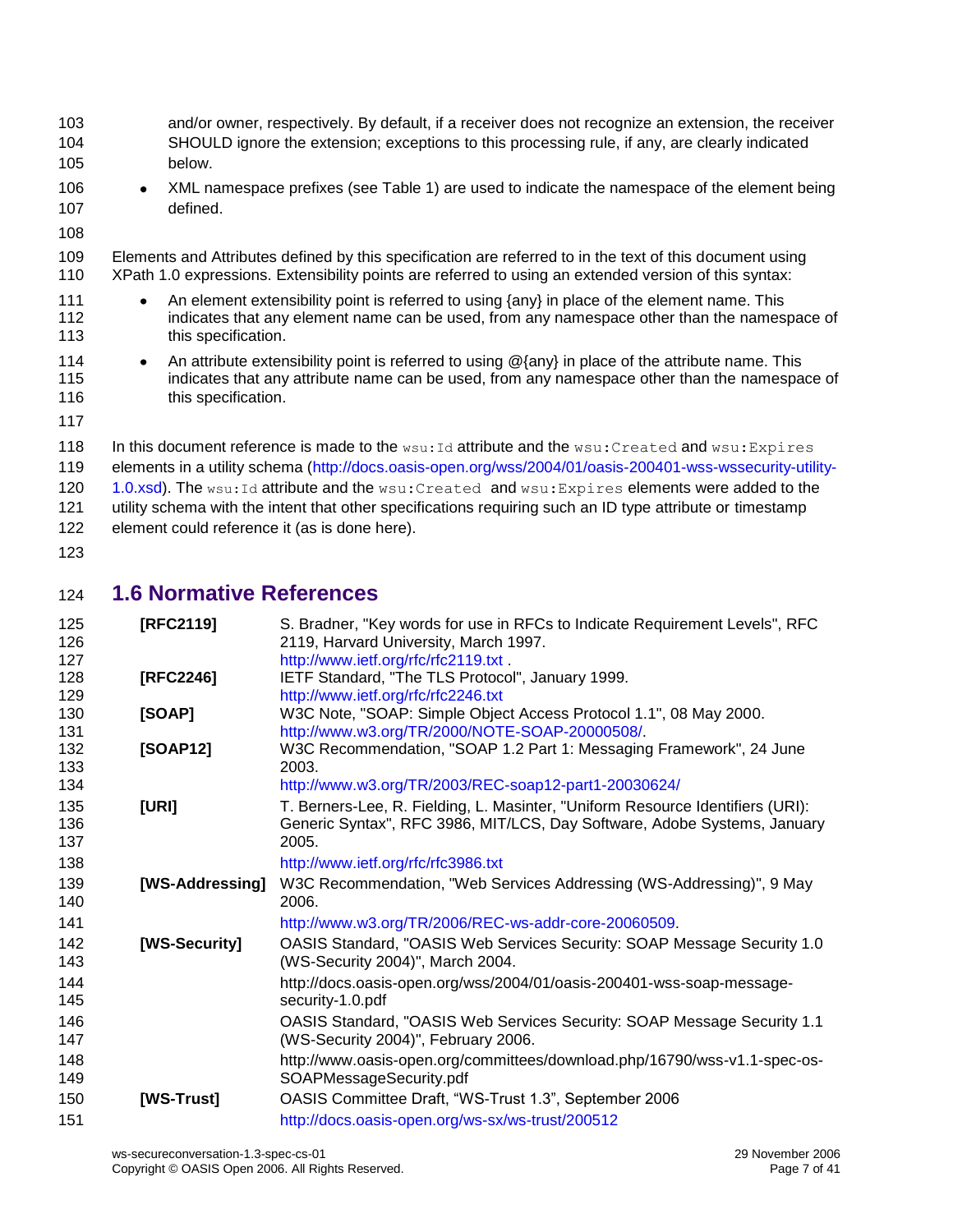and/or owner, respectively. By default, if a receiver does not recognize an extension, the receiver SHOULD ignore the extension; exceptions to this processing rule, if any, are clearly indicated below.

- XML namespace prefixes (see Table 1) are used to indicate the namespace of the element being defined.

Elements and Attributes defined by this specification are referred to in the text of this document using XPath 1.0 expressions. Extensibility points are referred to using an extended version of this syntax:

- An element extensibility point is referred to using {any} in place of the element name. This indicates that any element name can be used, from any namespace other than the namespace of this specification.
- An attribute extensibility point is referred to using @{any} in place of the attribute name. This indicates that any attribute name can be used, from any namespace other than the namespace of this specification.

In this document reference is made to the `wsu:Id` attribute and the `wsu:Created` and `wsu:Expires` elements in a utility schema (http://docs.oasis-open.org/wss/2004/01/oasis-200401-wss-wssecurity-utility-1.0.xsd). The `wsu:Id` attribute and the `wsu:Created` and `wsu:Expires` elements were added to the utility schema with the intent that other specifications requiring such an ID type attribute or timestamp element could reference it (as is done here).

## 1.6 Normative References

**[RFC2119]** S. Bradner, "Key words for use in RFCs to Indicate Requirement Levels", RFC 2119, Harvard University, March 1997. http://www.ietf.org/rfc/rfc2119.txt .

**[RFC2246]** IETF Standard, "The TLS Protocol", January 1999. http://www.ietf.org/rfc/rfc2246.txt

**[SOAP]** W3C Note, "SOAP: Simple Object Access Protocol 1.1", 08 May 2000. http://www.w3.org/TR/2000/NOTE-SOAP-20000508/.

**[SOAP12]** W3C Recommendation, "SOAP 1.2 Part 1: Messaging Framework", 24 June 2003. http://www.w3.org/TR/2003/REC-soap12-part1-20030624/

**[URI]** T. Berners-Lee, R. Fielding, L. Masinter, "Uniform Resource Identifiers (URI): Generic Syntax", RFC 3986, MIT/LCS, Day Software, Adobe Systems, January 2005. http://www.ietf.org/rfc/rfc3986.txt

**[WS-Addressing]** W3C Recommendation, "Web Services Addressing (WS-Addressing)", 9 May 2006. http://www.w3.org/TR/2006/REC-ws-addr-core-20060509.

**[WS-Security]** OASIS Standard, "OASIS Web Services Security: SOAP Message Security 1.0 (WS-Security 2004)", March 2004. http://docs.oasis-open.org/wss/2004/01/oasis-200401-wss-soap-message-security-1.0.pdf

OASIS Standard, "OASIS Web Services Security: SOAP Message Security 1.1 (WS-Security 2004)", February 2006. http://www.oasis-open.org/committees/download.php/16790/wss-v1.1-spec-os-SOAPMessageSecurity.pdf

**[WS-Trust]** OASIS Committee Draft, "WS-Trust 1.3", September 2006 http://docs.oasis-open.org/ws-sx/ws-trust/200512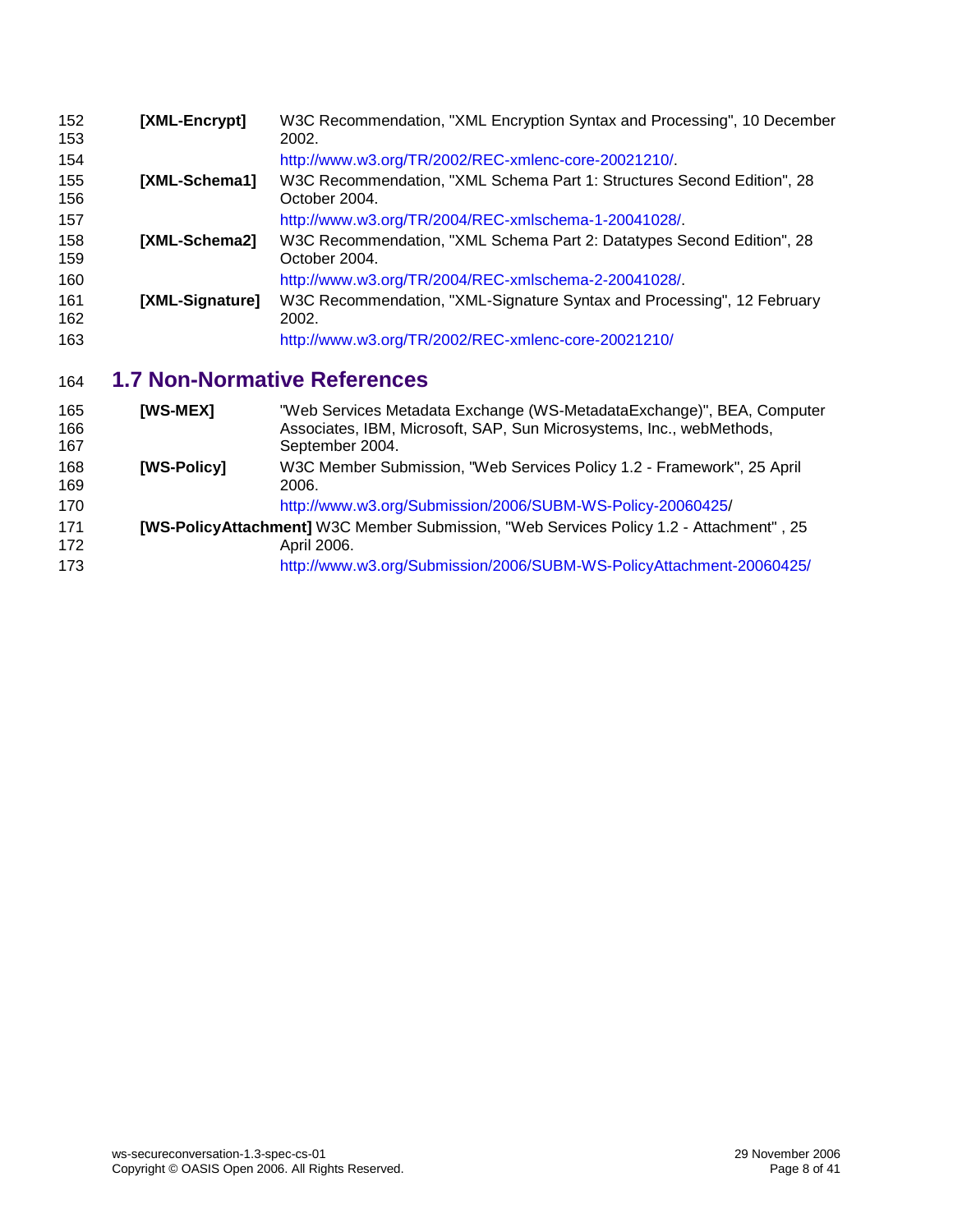**[XML-Encrypt]** W3C Recommendation, "XML Encryption Syntax and Processing", 10 December 2002.
http://www.w3.org/TR/2002/REC-xmlenc-core-20021210/.

**[XML-Schema1]** W3C Recommendation, "XML Schema Part 1: Structures Second Edition", 28 October 2004.
http://www.w3.org/TR/2004/REC-xmlschema-1-20041028/.

**[XML-Schema2]** W3C Recommendation, "XML Schema Part 2: Datatypes Second Edition", 28 October 2004.
http://www.w3.org/TR/2004/REC-xmlschema-2-20041028/.

**[XML-Signature]** W3C Recommendation, "XML-Signature Syntax and Processing", 12 February 2002.
http://www.w3.org/TR/2002/REC-xmlenc-core-20021210/

## 1.7 Non-Normative References

**[WS-MEX]** "Web Services Metadata Exchange (WS-MetadataExchange)", BEA, Computer Associates, IBM, Microsoft, SAP, Sun Microsystems, Inc., webMethods, September 2004.

**[WS-Policy]** W3C Member Submission, "Web Services Policy 1.2 - Framework", 25 April 2006.
http://www.w3.org/Submission/2006/SUBM-WS-Policy-20060425/

**[WS-PolicyAttachment]** W3C Member Submission, "Web Services Policy 1.2 - Attachment" , 25 April 2006.
http://www.w3.org/Submission/2006/SUBM-WS-PolicyAttachment-20060425/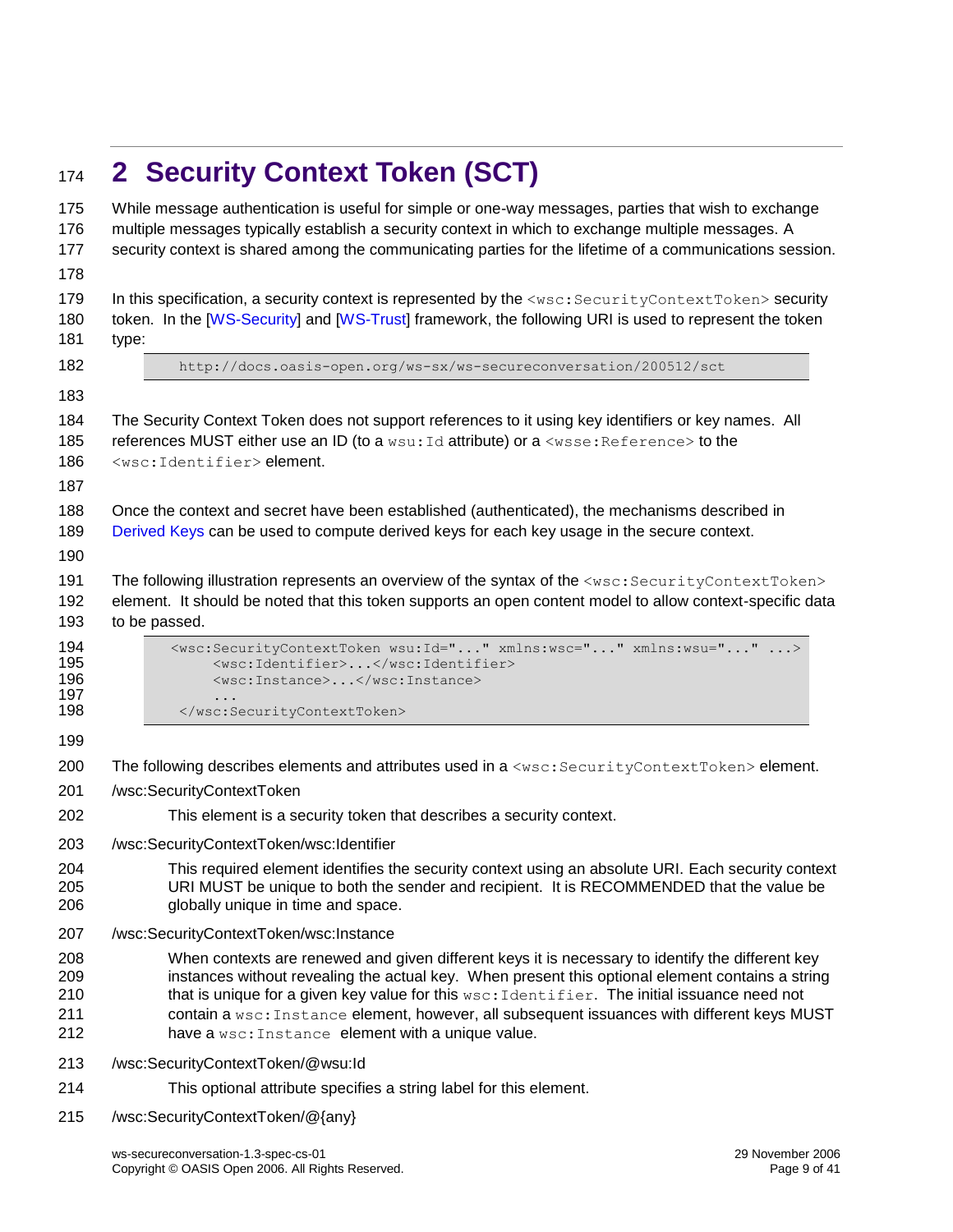# 2 Security Context Token (SCT)

While message authentication is useful for simple or one-way messages, parties that wish to exchange multiple messages typically establish a security context in which to exchange multiple messages. A security context is shared among the communicating parties for the lifetime of a communications session.

In this specification, a security context is represented by the `<wsc:SecurityContextToken>` security token. In the [WS-Security] and [WS-Trust] framework, the following URI is used to represent the token type:

```
http://docs.oasis-open.org/ws-sx/ws-secureconversation/200512/sct
```

The Security Context Token does not support references to it using key identifiers or key names. All references MUST either use an ID (to a `wsu:Id` attribute) or a `<wsse:Reference>` to the `<wsc:Identifier>` element.

Once the context and secret have been established (authenticated), the mechanisms described in Derived Keys can be used to compute derived keys for each key usage in the secure context.

The following illustration represents an overview of the syntax of the `<wsc:SecurityContextToken>` element. It should be noted that this token supports an open content model to allow context-specific data to be passed.

```
<wsc:SecurityContextToken wsu:Id="..." xmlns:wsc="..." xmlns:wsu="..." ...>
     <wsc:Identifier>...</wsc:Identifier>
     <wsc:Instance>...</wsc:Instance>
     ...
</wsc:SecurityContextToken>
```

The following describes elements and attributes used in a `<wsc:SecurityContextToken>` element.

/wsc:SecurityContextToken

This element is a security token that describes a security context.

/wsc:SecurityContextToken/wsc:Identifier

This required element identifies the security context using an absolute URI. Each security context URI MUST be unique to both the sender and recipient. It is RECOMMENDED that the value be globally unique in time and space.

/wsc:SecurityContextToken/wsc:Instance

When contexts are renewed and given different keys it is necessary to identify the different key instances without revealing the actual key. When present this optional element contains a string that is unique for a given key value for this `wsc:Identifier`. The initial issuance need not contain a `wsc:Instance` element, however, all subsequent issuances with different keys MUST have a `wsc:Instance` element with a unique value.

/wsc:SecurityContextToken/@wsu:Id

This optional attribute specifies a string label for this element.

/wsc:SecurityContextToken/@{any}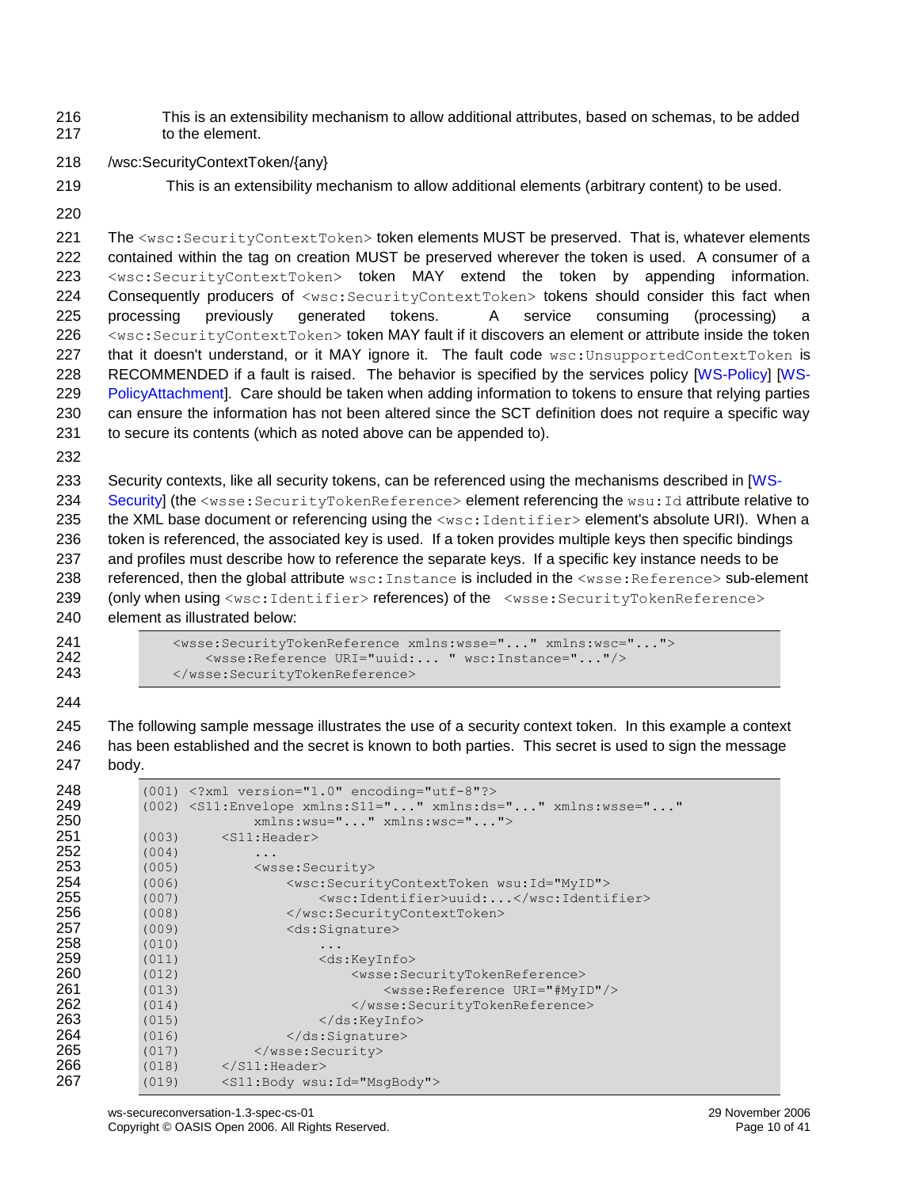This is an extensibility mechanism to allow additional attributes, based on schemas, to be added to the element.

/wsc:SecurityContextToken/{any}

This is an extensibility mechanism to allow additional elements (arbitrary content) to be used.

The `<wsc:SecurityContextToken>` token elements MUST be preserved. That is, whatever elements contained within the tag on creation MUST be preserved wherever the token is used. A consumer of a `<wsc:SecurityContextToken>` token MAY extend the token by appending information. Consequently producers of `<wsc:SecurityContextToken>` tokens should consider this fact when processing previously generated tokens. A service consuming (processing) a `<wsc:SecurityContextToken>` token MAY fault if it discovers an element or attribute inside the token that it doesn't understand, or it MAY ignore it. The fault code `wsc:UnsupportedContextToken` is RECOMMENDED if a fault is raised. The behavior is specified by the services policy [WS-Policy] [WS-PolicyAttachment]. Care should be taken when adding information to tokens to ensure that relying parties can ensure the information has not been altered since the SCT definition does not require a specific way to secure its contents (which as noted above can be appended to).

Security contexts, like all security tokens, can be referenced using the mechanisms described in [WS-Security] (the `<wsse:SecurityTokenReference>` element referencing the `wsu:Id` attribute relative to the XML base document or referencing using the `<wsc:Identifier>` element's absolute URI). When a token is referenced, the associated key is used. If a token provides multiple keys then specific bindings and profiles must describe how to reference the separate keys. If a specific key instance needs to be referenced, then the global attribute `wsc:Instance` is included in the `<wsse:Reference>` sub-element (only when using `<wsc:Identifier>` references) of the `<wsse:SecurityTokenReference>` element as illustrated below:

```
<wsse:SecurityTokenReference xmlns:wsse="..." xmlns:wsc="...">
    <wsse:Reference URI="uuid:... " wsc:Instance="..."/>
</wsse:SecurityTokenReference>
```

The following sample message illustrates the use of a security context token. In this example a context has been established and the secret is known to both parties. This secret is used to sign the message body.

```
(001) <?xml version="1.0" encoding="utf-8"?>
(002) <S11:Envelope xmlns:S11="..." xmlns:ds="..." xmlns:wsse="..."
              xmlns:wsu="..." xmlns:wsc="...">
(003)     <S11:Header>
(004)         ...
(005)         <wsse:Security>
(006)             <wsc:SecurityContextToken wsu:Id="MyID">
(007)                 <wsc:Identifier>uuid:...</wsc:Identifier>
(008)             </wsc:SecurityContextToken>
(009)             <ds:Signature>
(010)                 ...
(011)                 <ds:KeyInfo>
(012)                     <wsse:SecurityTokenReference>
(013)                         <wsse:Reference URI="#MyID"/>
(014)                     </wsse:SecurityTokenReference>
(015)                 </ds:KeyInfo>
(016)             </ds:Signature>
(017)         </wsse:Security>
(018)     </S11:Header>
(019)     <S11:Body wsu:Id="MsgBody">
```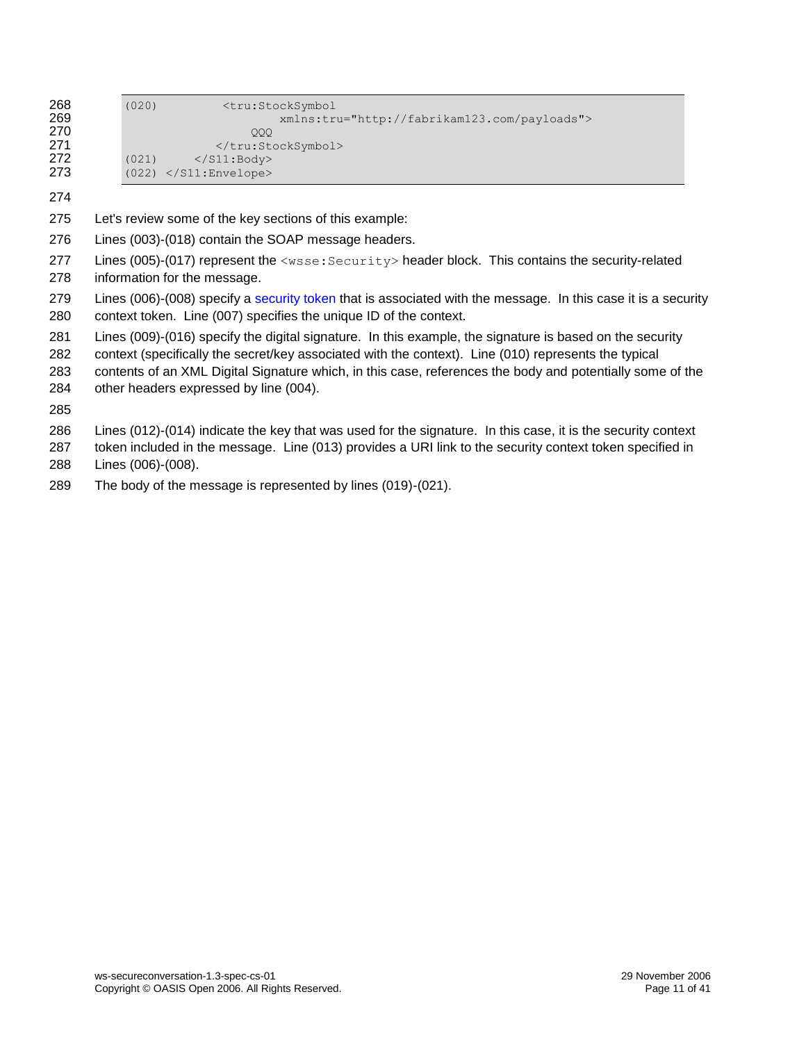```
(020)          <tru:StockSymbol
                     xmlns:tru="http://fabrikam123.com/payloads">
                  QQQ
               </tru:StockSymbol>
(021)      </S11:Body>
(022) </S11:Envelope>
```

Let's review some of the key sections of this example:

Lines (003)-(018) contain the SOAP message headers.

Lines (005)-(017) represent the `<wsse:Security>` header block. This contains the security-related information for the message.

Lines (006)-(008) specify a security token that is associated with the message. In this case it is a security context token. Line (007) specifies the unique ID of the context.

Lines (009)-(016) specify the digital signature. In this example, the signature is based on the security context (specifically the secret/key associated with the context). Line (010) represents the typical contents of an XML Digital Signature which, in this case, references the body and potentially some of the other headers expressed by line (004).

Lines (012)-(014) indicate the key that was used for the signature. In this case, it is the security context token included in the message. Line (013) provides a URI link to the security context token specified in Lines (006)-(008).

The body of the message is represented by lines (019)-(021).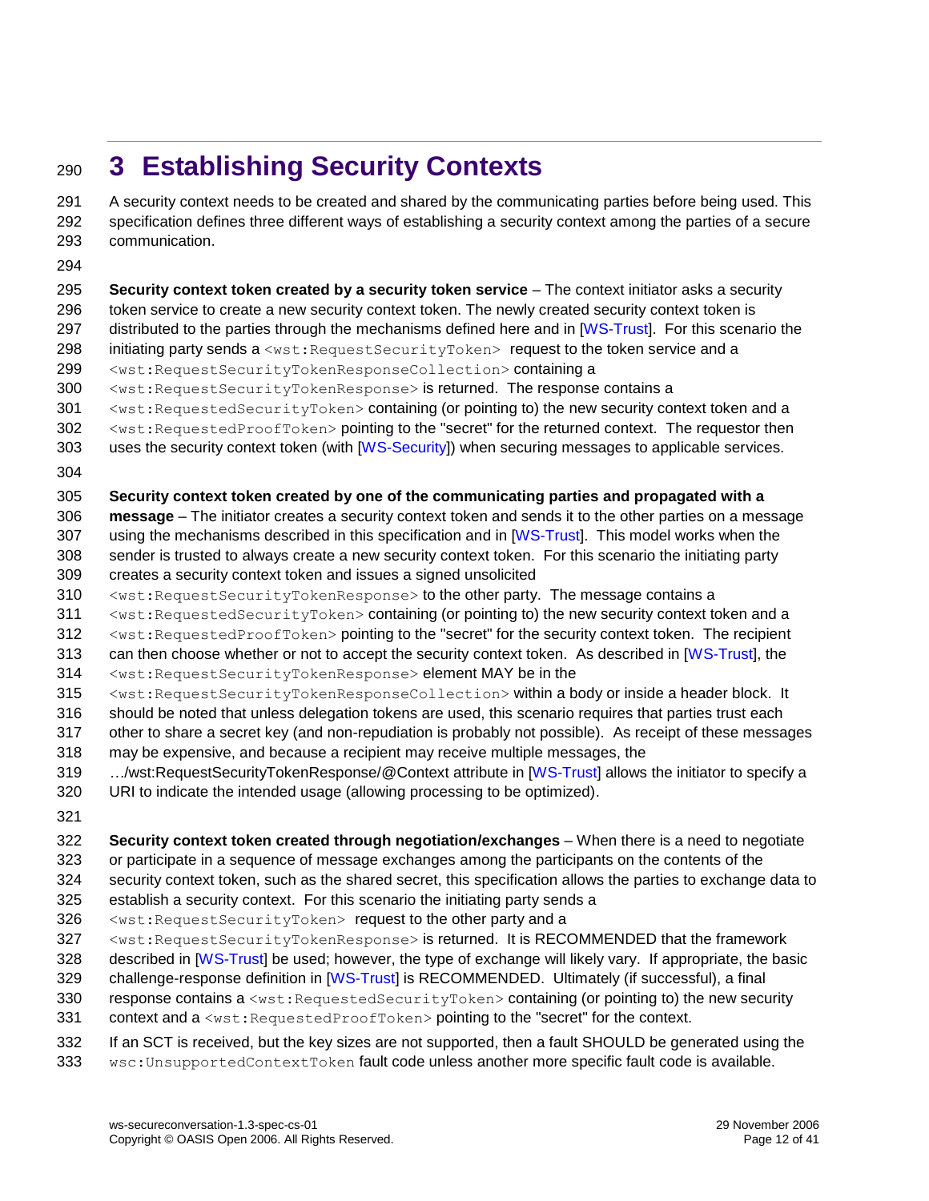# 3 Establishing Security Contexts

A security context needs to be created and shared by the communicating parties before being used. This specification defines three different ways of establishing a security context among the parties of a secure communication.

**Security context token created by a security token service** – The context initiator asks a security token service to create a new security context token. The newly created security context token is distributed to the parties through the mechanisms defined here and in [WS-Trust]. For this scenario the initiating party sends a `<wst:RequestSecurityToken>` request to the token service and a `<wst:RequestSecurityTokenResponseCollection>` containing a `<wst:RequestSecurityTokenResponse>` is returned. The response contains a `<wst:RequestedSecurityToken>` containing (or pointing to) the new security context token and a `<wst:RequestedProofToken>` pointing to the "secret" for the returned context. The requestor then uses the security context token (with [WS-Security]) when securing messages to applicable services.

**Security context token created by one of the communicating parties and propagated with a message** – The initiator creates a security context token and sends it to the other parties on a message using the mechanisms described in this specification and in [WS-Trust]. This model works when the sender is trusted to always create a new security context token. For this scenario the initiating party creates a security context token and issues a signed unsolicited `<wst:RequestSecurityTokenResponse>` to the other party. The message contains a `<wst:RequestedSecurityToken>` containing (or pointing to) the new security context token and a `<wst:RequestedProofToken>` pointing to the "secret" for the security context token. The recipient can then choose whether or not to accept the security context token. As described in [WS-Trust], the `<wst:RequestSecurityTokenResponse>` element MAY be in the `<wst:RequestSecurityTokenResponseCollection>` within a body or inside a header block. It should be noted that unless delegation tokens are used, this scenario requires that parties trust each other to share a secret key (and non-repudiation is probably not possible). As receipt of these messages may be expensive, and because a recipient may receive multiple messages, the …/wst:RequestSecurityTokenResponse/@Context attribute in [WS-Trust] allows the initiator to specify a URI to indicate the intended usage (allowing processing to be optimized).

**Security context token created through negotiation/exchanges** – When there is a need to negotiate or participate in a sequence of message exchanges among the participants on the contents of the security context token, such as the shared secret, this specification allows the parties to exchange data to establish a security context. For this scenario the initiating party sends a `<wst:RequestSecurityToken>` request to the other party and a `<wst:RequestSecurityTokenResponse>` is returned. It is RECOMMENDED that the framework described in [WS-Trust] be used; however, the type of exchange will likely vary. If appropriate, the basic challenge-response definition in [WS-Trust] is RECOMMENDED. Ultimately (if successful), a final response contains a `<wst:RequestedSecurityToken>` containing (or pointing to) the new security context and a `<wst:RequestedProofToken>` pointing to the "secret" for the context.

If an SCT is received, but the key sizes are not supported, then a fault SHOULD be generated using the `wsc:UnsupportedContextToken` fault code unless another more specific fault code is available.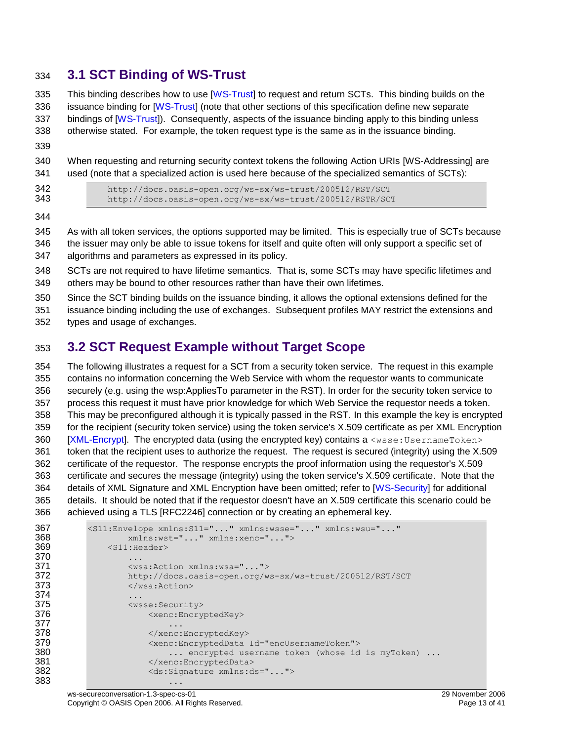## 3.1 SCT Binding of WS-Trust

This binding describes how to use [WS-Trust] to request and return SCTs. This binding builds on the issuance binding for [WS-Trust] (note that other sections of this specification define new separate bindings of [WS-Trust]). Consequently, aspects of the issuance binding apply to this binding unless otherwise stated. For example, the token request type is the same as in the issuance binding.

When requesting and returning security context tokens the following Action URIs [WS-Addressing] are used (note that a specialized action is used here because of the specialized semantics of SCTs):

```
http://docs.oasis-open.org/ws-sx/ws-trust/200512/RST/SCT
http://docs.oasis-open.org/ws-sx/ws-trust/200512/RSTR/SCT
```

As with all token services, the options supported may be limited. This is especially true of SCTs because the issuer may only be able to issue tokens for itself and quite often will only support a specific set of algorithms and parameters as expressed in its policy.

SCTs are not required to have lifetime semantics. That is, some SCTs may have specific lifetimes and others may be bound to other resources rather than have their own lifetimes.

Since the SCT binding builds on the issuance binding, it allows the optional extensions defined for the issuance binding including the use of exchanges. Subsequent profiles MAY restrict the extensions and types and usage of exchanges.

## 3.2 SCT Request Example without Target Scope

The following illustrates a request for a SCT from a security token service. The request in this example contains no information concerning the Web Service with whom the requestor wants to communicate securely (e.g. using the wsp:AppliesTo parameter in the RST). In order for the security token service to process this request it must have prior knowledge for which Web Service the requestor needs a token. This may be preconfigured although it is typically passed in the RST. In this example the key is encrypted for the recipient (security token service) using the token service's X.509 certificate as per XML Encryption [XML-Encrypt]. The encrypted data (using the encrypted key) contains a `<wsse:UsernameToken>` token that the recipient uses to authorize the request. The request is secured (integrity) using the X.509 certificate of the requestor. The response encrypts the proof information using the requestor's X.509 certificate and secures the message (integrity) using the token service's X.509 certificate. Note that the details of XML Signature and XML Encryption have been omitted; refer to [WS-Security] for additional details. It should be noted that if the requestor doesn't have an X.509 certificate this scenario could be achieved using a TLS [RFC2246] connection or by creating an ephemeral key.

```
<S11:Envelope xmlns:S11="..." xmlns:wsse="..." xmlns:wsu="..."
        xmlns:wst="..." xmlns:xenc="...">
    <S11:Header>
        ...
        <wsa:Action xmlns:wsa="...">
        http://docs.oasis-open.org/ws-sx/ws-trust/200512/RST/SCT
        </wsa:Action>
        ...
        <wsse:Security>
            <xenc:EncryptedKey>
                ...
            </xenc:EncryptedKey>
            <xenc:EncryptedData Id="encUsernameToken">
                ... encrypted username token (whose id is myToken) ...
            </xenc:EncryptedData>
            <ds:Signature xmlns:ds="...">
                ...
```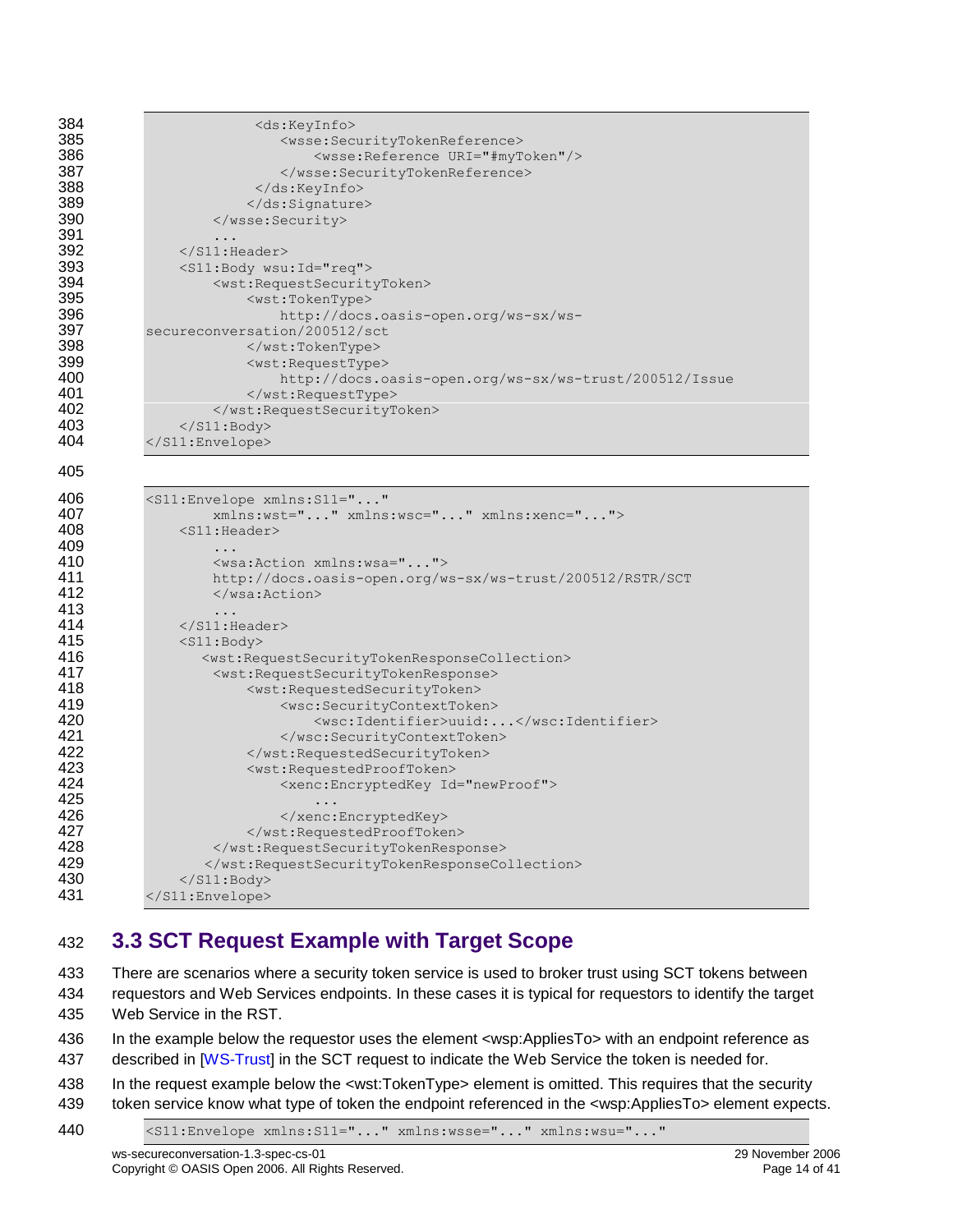```
                <ds:KeyInfo>
                   <wsse:SecurityTokenReference>
                       <wsse:Reference URI="#myToken"/>
                   </wsse:SecurityTokenReference>
                </ds:KeyInfo>
               </ds:Signature>
           </wsse:Security>
           ...
       </S11:Header>
       <S11:Body wsu:Id="req">
           <wst:RequestSecurityToken>
               <wst:TokenType>
                   http://docs.oasis-open.org/ws-sx/ws-
secureconversation/200512/sct
               </wst:TokenType>
               <wst:RequestType>
                   http://docs.oasis-open.org/ws-sx/ws-trust/200512/Issue
               </wst:RequestType>
           </wst:RequestSecurityToken>
       </S11:Body>
   </S11:Envelope>
```

```
<S11:Envelope xmlns:S11="..."
        xmlns:wst="..." xmlns:wsc="..." xmlns:xenc="...">
    <S11:Header>
        ...
        <wsa:Action xmlns:wsa="...">
        http://docs.oasis-open.org/ws-sx/ws-trust/200512/RSTR/SCT
        </wsa:Action>
        ...
    </S11:Header>
    <S11:Body>
       <wst:RequestSecurityTokenResponseCollection>
        <wst:RequestSecurityTokenResponse>
            <wst:RequestedSecurityToken>
                <wsc:SecurityContextToken>
                    <wsc:Identifier>uuid:...</wsc:Identifier>
                </wsc:SecurityContextToken>
            </wst:RequestedSecurityToken>
            <wst:RequestedProofToken>
                <xenc:EncryptedKey Id="newProof">
                    ...
                </xenc:EncryptedKey>
            </wst:RequestedProofToken>
        </wst:RequestSecurityTokenResponse>
       </wst:RequestSecurityTokenResponseCollection>
    </S11:Body>
</S11:Envelope>
```

## 3.3 SCT Request Example with Target Scope

There are scenarios where a security token service is used to broker trust using SCT tokens between requestors and Web Services endpoints. In these cases it is typical for requestors to identify the target Web Service in the RST.

In the example below the requestor uses the element <wsp:AppliesTo> with an endpoint reference as described in [WS-Trust] in the SCT request to indicate the Web Service the token is needed for.

In the request example below the <wst:TokenType> element is omitted. This requires that the security token service know what type of token the endpoint referenced in the <wsp:AppliesTo> element expects.

```
<S11:Envelope xmlns:S11="..." xmlns:wsse="..." xmlns:wsu="..."
```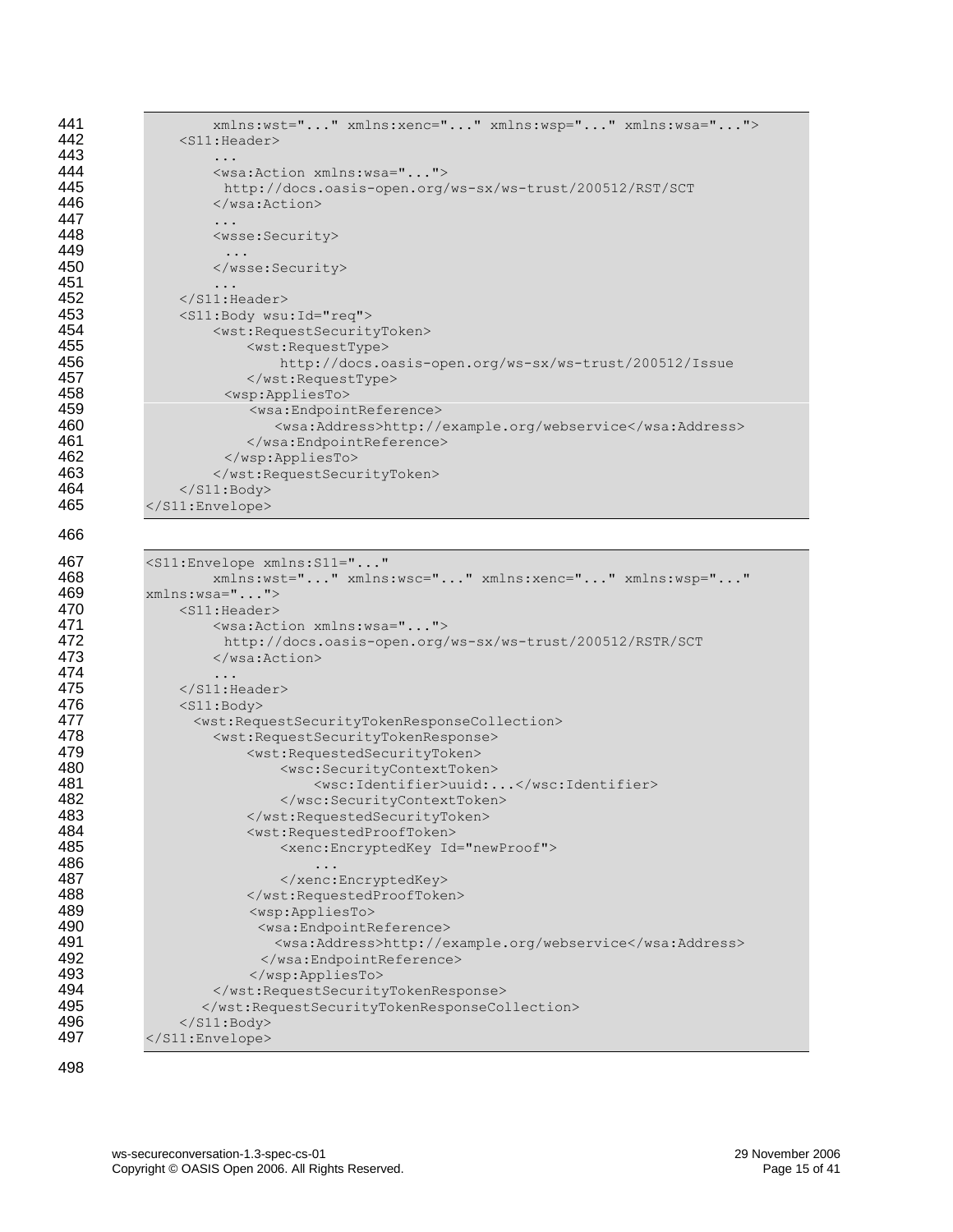```
        xmlns:wst="..." xmlns:xenc="..." xmlns:wsp="..." xmlns:wsa="...">
    <S11:Header>
        ...
        <wsa:Action xmlns:wsa="...">
         http://docs.oasis-open.org/ws-sx/ws-trust/200512/RST/SCT
        </wsa:Action>
        ...
        <wsse:Security>
         ...
        </wsse:Security>
        ...
    </S11:Header>
    <S11:Body wsu:Id="req">
        <wst:RequestSecurityToken>
            <wst:RequestType>
                http://docs.oasis-open.org/ws-sx/ws-trust/200512/Issue
            </wst:RequestType>
          <wsp:AppliesTo>
             <wsa:EndpointReference>
                <wsa:Address>http://example.org/webservice</wsa:Address>
            </wsa:EndpointReference>
          </wsp:AppliesTo>
        </wst:RequestSecurityToken>
    </S11:Body>
</S11:Envelope>
```

```
<S11:Envelope xmlns:S11="..."
        xmlns:wst="..." xmlns:wsc="..." xmlns:xenc="..." xmlns:wsp="..."
xmlns:wsa="...">
    <S11:Header>
        <wsa:Action xmlns:wsa="...">
         http://docs.oasis-open.org/ws-sx/ws-trust/200512/RSTR/SCT
        </wsa:Action>
        ...
    </S11:Header>
    <S11:Body>
      <wst:RequestSecurityTokenResponseCollection>
        <wst:RequestSecurityTokenResponse>
            <wst:RequestedSecurityToken>
                <wsc:SecurityContextToken>
                    <wsc:Identifier>uuid:...</wsc:Identifier>
                </wsc:SecurityContextToken>
            </wst:RequestedSecurityToken>
            <wst:RequestedProofToken>
                <xenc:EncryptedKey Id="newProof">
                    ...
                </xenc:EncryptedKey>
            </wst:RequestedProofToken>
             <wsp:AppliesTo>
              <wsa:EndpointReference>
                <wsa:Address>http://example.org/webservice</wsa:Address>
              </wsa:EndpointReference>
             </wsp:AppliesTo>
        </wst:RequestSecurityTokenResponse>
       </wst:RequestSecurityTokenResponseCollection>
    </S11:Body>
</S11:Envelope>
```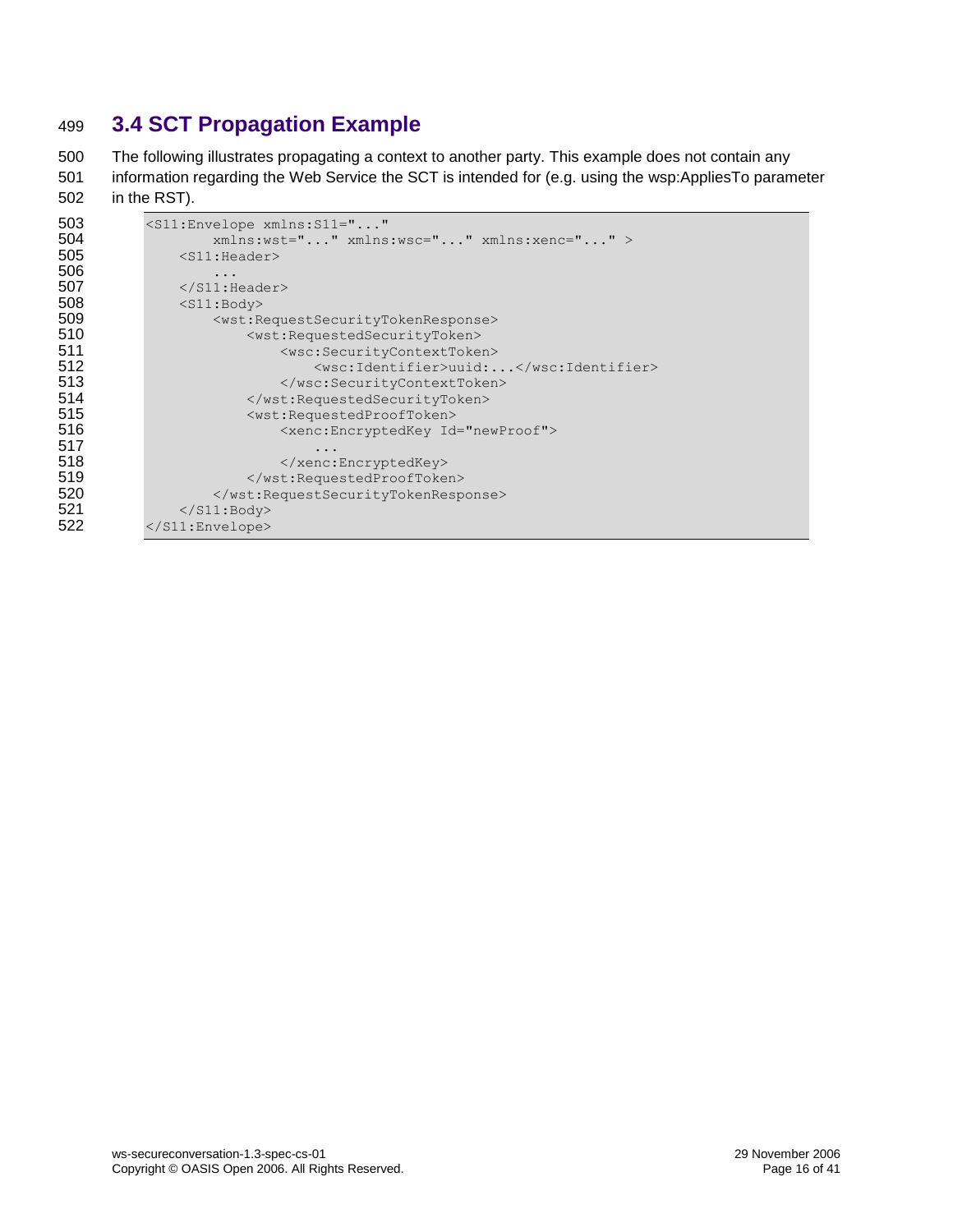## 3.4 SCT Propagation Example

The following illustrates propagating a context to another party. This example does not contain any information regarding the Web Service the SCT is intended for (e.g. using the wsp:AppliesTo parameter in the RST).

```
<S11:Envelope xmlns:S11="..."
        xmlns:wst="..." xmlns:wsc="..." xmlns:xenc="..." >
    <S11:Header>
        ...
    </S11:Header>
    <S11:Body>
        <wst:RequestSecurityTokenResponse>
            <wst:RequestedSecurityToken>
                <wsc:SecurityContextToken>
                    <wsc:Identifier>uuid:...</wsc:Identifier>
                </wsc:SecurityContextToken>
            </wst:RequestedSecurityToken>
            <wst:RequestedProofToken>
                <xenc:EncryptedKey Id="newProof">
                    ...
                </xenc:EncryptedKey>
            </wst:RequestedProofToken>
        </wst:RequestSecurityTokenResponse>
    </S11:Body>
</S11:Envelope>
```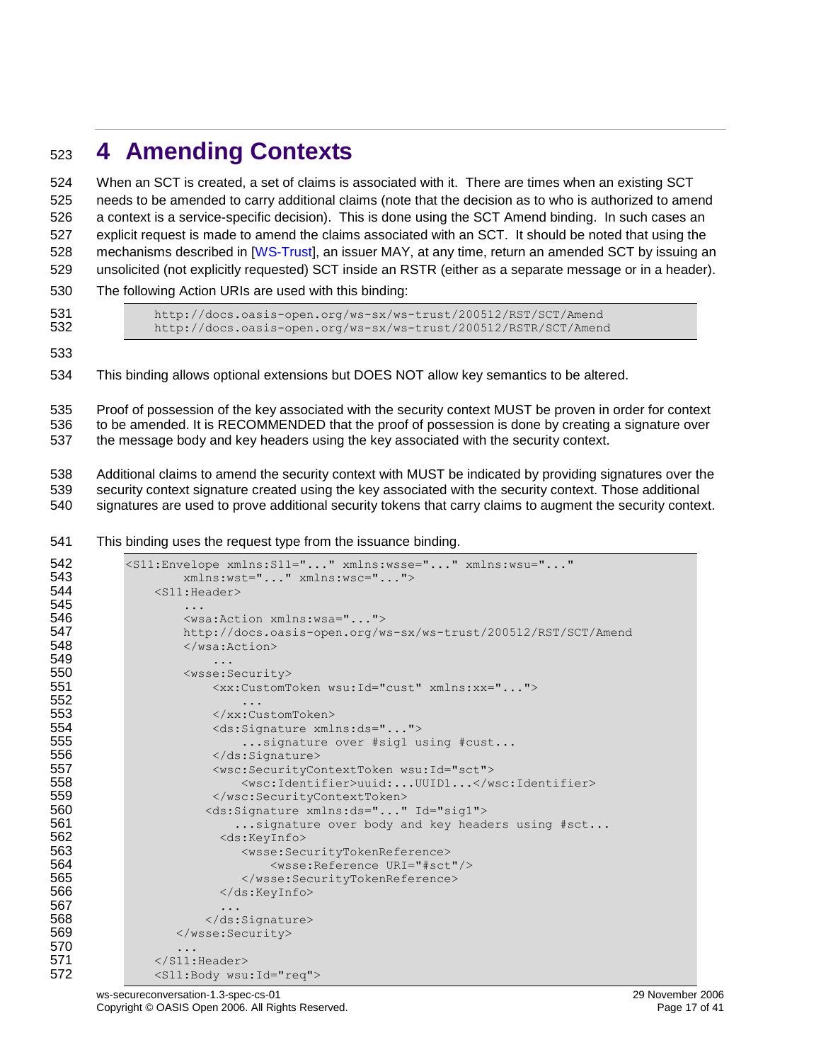# 4 Amending Contexts

When an SCT is created, a set of claims is associated with it. There are times when an existing SCT needs to be amended to carry additional claims (note that the decision as to who is authorized to amend a context is a service-specific decision). This is done using the SCT Amend binding. In such cases an explicit request is made to amend the claims associated with an SCT. It should be noted that using the mechanisms described in [WS-Trust], an issuer MAY, at any time, return an amended SCT by issuing an unsolicited (not explicitly requested) SCT inside an RSTR (either as a separate message or in a header).

The following Action URIs are used with this binding:

```
http://docs.oasis-open.org/ws-sx/ws-trust/200512/RST/SCT/Amend
http://docs.oasis-open.org/ws-sx/ws-trust/200512/RSTR/SCT/Amend
```

This binding allows optional extensions but DOES NOT allow key semantics to be altered.

Proof of possession of the key associated with the security context MUST be proven in order for context to be amended. It is RECOMMENDED that the proof of possession is done by creating a signature over the message body and key headers using the key associated with the security context.

Additional claims to amend the security context with MUST be indicated by providing signatures over the security context signature created using the key associated with the security context. Those additional signatures are used to prove additional security tokens that carry claims to augment the security context.

This binding uses the request type from the issuance binding.

```
<S11:Envelope xmlns:S11="..." xmlns:wsse="..." xmlns:wsu="..."
        xmlns:wst="..." xmlns:wsc="...">
    <S11:Header>
        ...
        <wsa:Action xmlns:wsa="...">
        http://docs.oasis-open.org/ws-sx/ws-trust/200512/RST/SCT/Amend
        </wsa:Action>
            ...
        <wsse:Security>
            <xx:CustomToken wsu:Id="cust" xmlns:xx="...">
                ...
            </xx:CustomToken>
            <ds:Signature xmlns:ds="...">
                ...signature over #sig1 using #cust...
            </ds:Signature>
            <wsc:SecurityContextToken wsu:Id="sct">
                <wsc:Identifier>uuid:...UUID1...</wsc:Identifier>
            </wsc:SecurityContextToken>
           <ds:Signature xmlns:ds="..." Id="sig1">
               ...signature over body and key headers using #sct...
             <ds:KeyInfo>
                <wsse:SecurityTokenReference>
                    <wsse:Reference URI="#sct"/>
                </wsse:SecurityTokenReference>
             </ds:KeyInfo>
             ...
           </ds:Signature>
       </wsse:Security>
       ...
    </S11:Header>
    <S11:Body wsu:Id="req">
```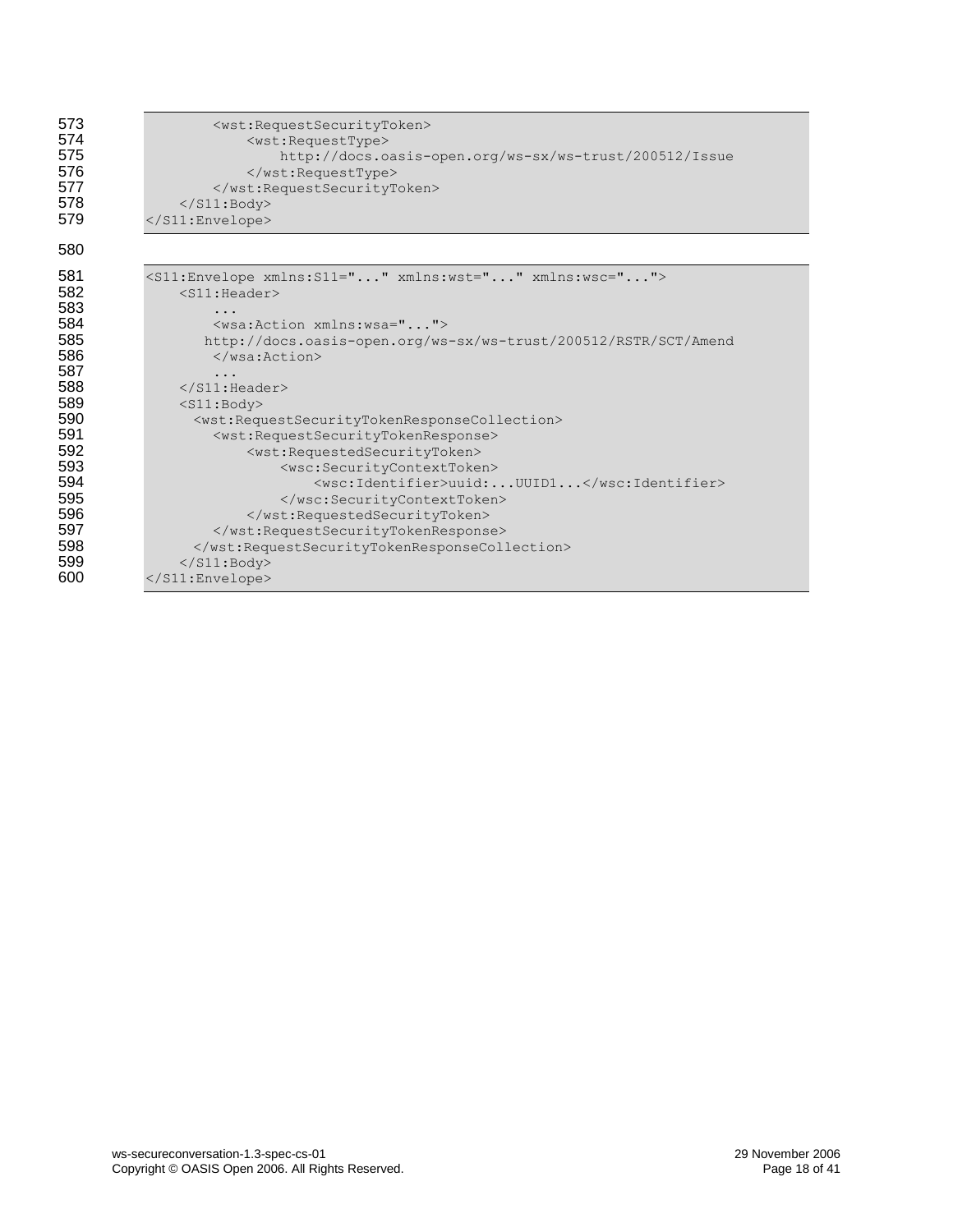```
        <wst:RequestSecurityToken>
            <wst:RequestType>
                http://docs.oasis-open.org/ws-sx/ws-trust/200512/Issue
            </wst:RequestType>
        </wst:RequestSecurityToken>
    </S11:Body>
</S11:Envelope>
```

```
<S11:Envelope xmlns:S11="..." xmlns:wst="..." xmlns:wsc="...">
    <S11:Header>
        ...
        <wsa:Action xmlns:wsa="...">
       http://docs.oasis-open.org/ws-sx/ws-trust/200512/RSTR/SCT/Amend
        </wsa:Action>
        ...
    </S11:Header>
    <S11:Body>
      <wst:RequestSecurityTokenResponseCollection>
        <wst:RequestSecurityTokenResponse>
            <wst:RequestedSecurityToken>
                <wsc:SecurityContextToken>
                    <wsc:Identifier>uuid:...UUID1...</wsc:Identifier>
                </wsc:SecurityContextToken>
            </wst:RequestedSecurityToken>
        </wst:RequestSecurityTokenResponse>
      </wst:RequestSecurityTokenResponseCollection>
    </S11:Body>
</S11:Envelope>
```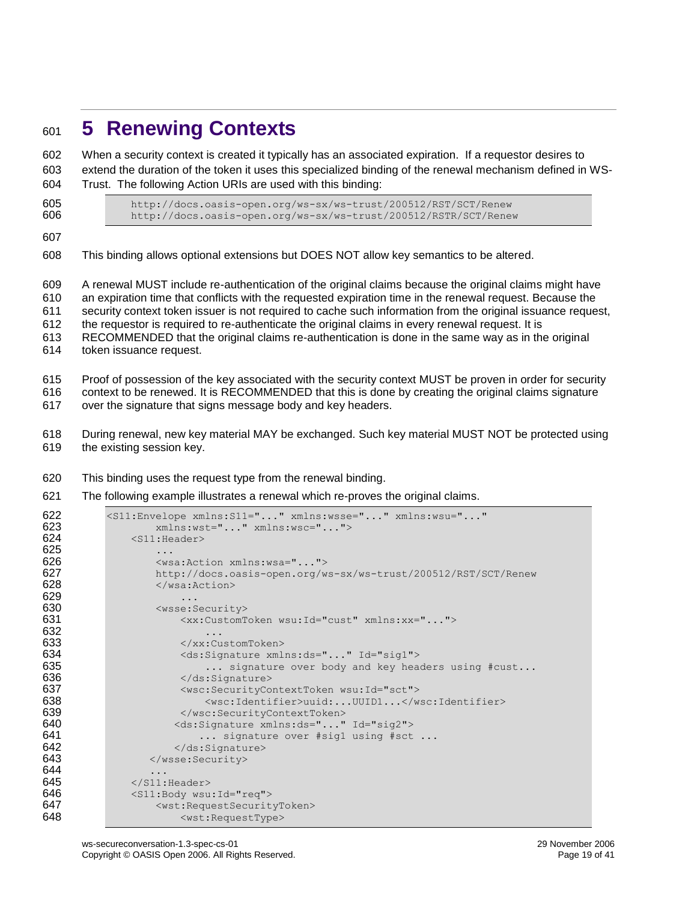# 5 Renewing Contexts

When a security context is created it typically has an associated expiration. If a requestor desires to extend the duration of the token it uses this specialized binding of the renewal mechanism defined in WS-Trust. The following Action URIs are used with this binding:

```
http://docs.oasis-open.org/ws-sx/ws-trust/200512/RST/SCT/Renew
http://docs.oasis-open.org/ws-sx/ws-trust/200512/RSTR/SCT/Renew
```

This binding allows optional extensions but DOES NOT allow key semantics to be altered.

A renewal MUST include re-authentication of the original claims because the original claims might have an expiration time that conflicts with the requested expiration time in the renewal request. Because the security context token issuer is not required to cache such information from the original issuance request, the requestor is required to re-authenticate the original claims in every renewal request. It is RECOMMENDED that the original claims re-authentication is done in the same way as in the original token issuance request.

Proof of possession of the key associated with the security context MUST be proven in order for security context to be renewed. It is RECOMMENDED that this is done by creating the original claims signature over the signature that signs message body and key headers.

During renewal, new key material MAY be exchanged. Such key material MUST NOT be protected using the existing session key.

This binding uses the request type from the renewal binding.

The following example illustrates a renewal which re-proves the original claims.

```
<S11:Envelope xmlns:S11="..." xmlns:wsse="..." xmlns:wsu="..."
        xmlns:wst="..." xmlns:wsc="...">
    <S11:Header>
        ...
        <wsa:Action xmlns:wsa="...">
        http://docs.oasis-open.org/ws-sx/ws-trust/200512/RST/SCT/Renew
        </wsa:Action>
            ...
        <wsse:Security>
            <xx:CustomToken wsu:Id="cust" xmlns:xx="...">
                ...
            </xx:CustomToken>
            <ds:Signature xmlns:ds="..." Id="sig1">
                ... signature over body and key headers using #cust...
            </ds:Signature>
            <wsc:SecurityContextToken wsu:Id="sct">
                <wsc:Identifier>uuid:...UUID1...</wsc:Identifier>
            </wsc:SecurityContextToken>
           <ds:Signature xmlns:ds="..." Id="sig2">
               ... signature over #sig1 using #sct ...
           </ds:Signature>
       </wsse:Security>
       ...
    </S11:Header>
    <S11:Body wsu:Id="req">
        <wst:RequestSecurityToken>
            <wst:RequestType>
```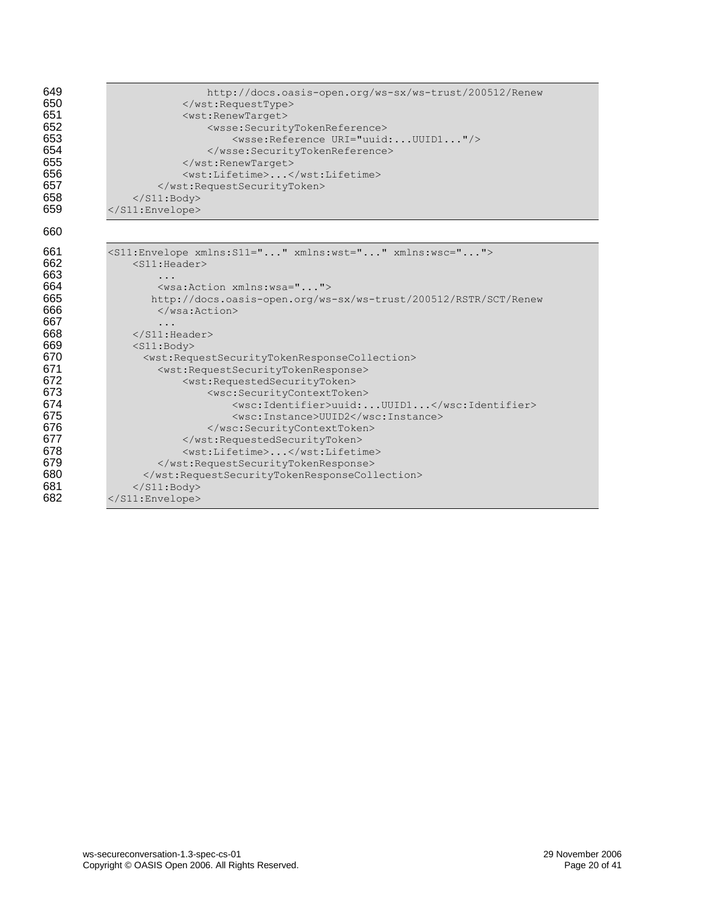```
                http://docs.oasis-open.org/ws-sx/ws-trust/200512/Renew
            </wst:RequestType>
            <wst:RenewTarget>
                <wsse:SecurityTokenReference>
                    <wsse:Reference URI="uuid:...UUID1..."/>
                </wsse:SecurityTokenReference>
            </wst:RenewTarget>
            <wst:Lifetime>...</wst:Lifetime>
        </wst:RequestSecurityToken>
    </S11:Body>
</S11:Envelope>
```

```
<S11:Envelope xmlns:S11="..." xmlns:wst="..." xmlns:wsc="...">
    <S11:Header>
        ...
        <wsa:Action xmlns:wsa="...">
       http://docs.oasis-open.org/ws-sx/ws-trust/200512/RSTR/SCT/Renew
        </wsa:Action>
        ...
    </S11:Header>
    <S11:Body>
      <wst:RequestSecurityTokenResponseCollection>
        <wst:RequestSecurityTokenResponse>
            <wst:RequestedSecurityToken>
                <wsc:SecurityContextToken>
                    <wsc:Identifier>uuid:...UUID1...</wsc:Identifier>
                    <wsc:Instance>UUID2</wsc:Instance>
                </wsc:SecurityContextToken>
            </wst:RequestedSecurityToken>
            <wst:Lifetime>...</wst:Lifetime>
        </wst:RequestSecurityTokenResponse>
      </wst:RequestSecurityTokenResponseCollection>
    </S11:Body>
</S11:Envelope>
```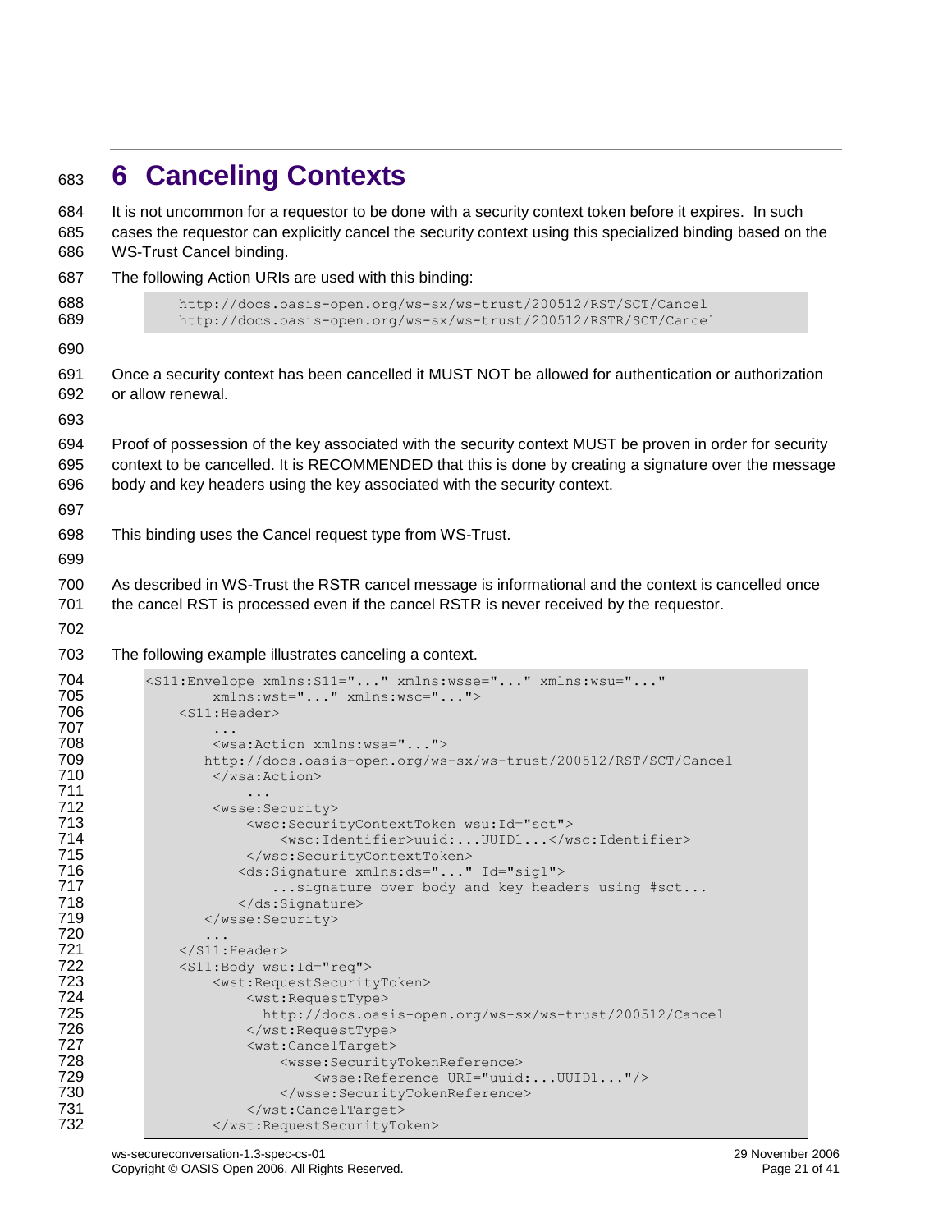# 6 Canceling Contexts

It is not uncommon for a requestor to be done with a security context token before it expires. In such cases the requestor can explicitly cancel the security context using this specialized binding based on the WS-Trust Cancel binding.

The following Action URIs are used with this binding:

```
http://docs.oasis-open.org/ws-sx/ws-trust/200512/RST/SCT/Cancel
http://docs.oasis-open.org/ws-sx/ws-trust/200512/RSTR/SCT/Cancel
```

Once a security context has been cancelled it MUST NOT be allowed for authentication or authorization or allow renewal.

Proof of possession of the key associated with the security context MUST be proven in order for security context to be cancelled. It is RECOMMENDED that this is done by creating a signature over the message body and key headers using the key associated with the security context.

This binding uses the Cancel request type from WS-Trust.

As described in WS-Trust the RSTR cancel message is informational and the context is cancelled once the cancel RST is processed even if the cancel RSTR is never received by the requestor.

The following example illustrates canceling a context.

```
<S11:Envelope xmlns:S11="..." xmlns:wsse="..." xmlns:wsu="..."
        xmlns:wst="..." xmlns:wsc="...">
    <S11:Header>
        ...
        <wsa:Action xmlns:wsa="...">
       http://docs.oasis-open.org/ws-sx/ws-trust/200512/RST/SCT/Cancel
        </wsa:Action>
            ...
        <wsse:Security>
            <wsc:SecurityContextToken wsu:Id="sct">
                <wsc:Identifier>uuid:...UUID1...</wsc:Identifier>
            </wsc:SecurityContextToken>
           <ds:Signature xmlns:ds="..." Id="sig1">
               ...signature over body and key headers using #sct...
           </ds:Signature>
       </wsse:Security>
       ...
    </S11:Header>
    <S11:Body wsu:Id="req">
        <wst:RequestSecurityToken>
            <wst:RequestType>
              http://docs.oasis-open.org/ws-sx/ws-trust/200512/Cancel
            </wst:RequestType>
            <wst:CancelTarget>
                <wsse:SecurityTokenReference>
                    <wsse:Reference URI="uuid:...UUID1..."/>
                </wsse:SecurityTokenReference>
            </wst:CancelTarget>
        </wst:RequestSecurityToken>
```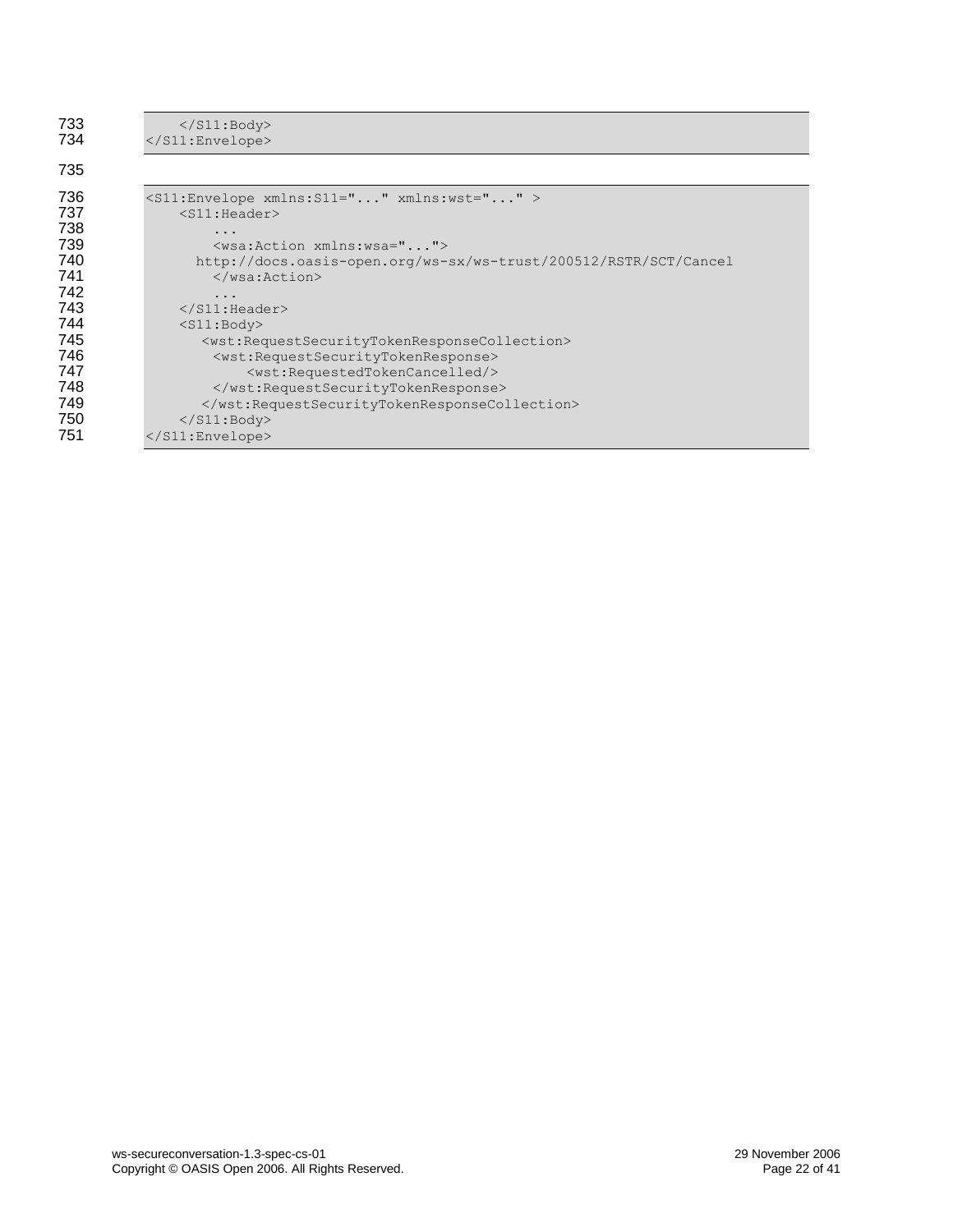```
    </S11:Body>
</S11:Envelope>
```

```
<S11:Envelope xmlns:S11="..." xmlns:wst="..." >
    <S11:Header>
        ...
        <wsa:Action xmlns:wsa="...">
      http://docs.oasis-open.org/ws-sx/ws-trust/200512/RSTR/SCT/Cancel
        </wsa:Action>
        ...
    </S11:Header>
    <S11:Body>
       <wst:RequestSecurityTokenResponseCollection>
        <wst:RequestSecurityTokenResponse>
            <wst:RequestedTokenCancelled/>
        </wst:RequestSecurityTokenResponse>
       </wst:RequestSecurityTokenResponseCollection>
    </S11:Body>
</S11:Envelope>
```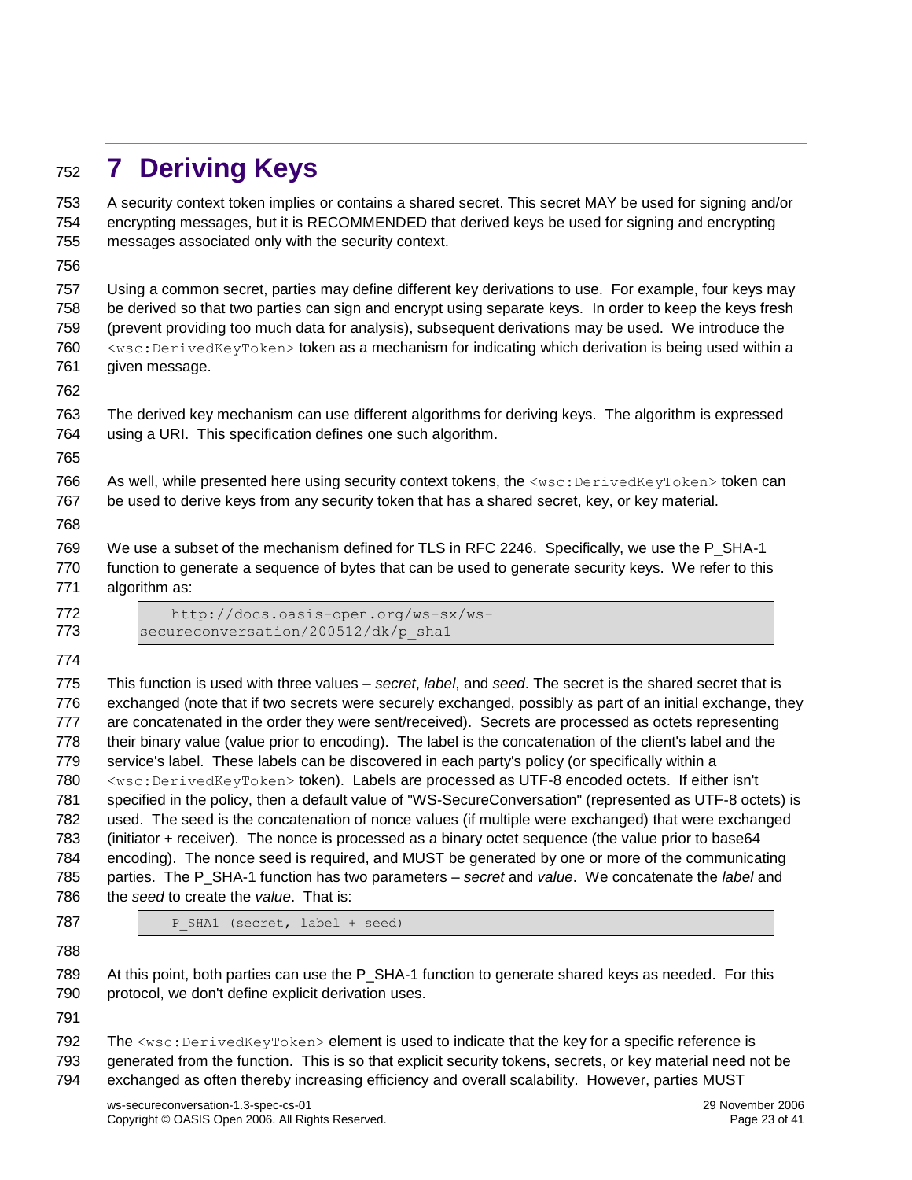# 7 Deriving Keys

A security context token implies or contains a shared secret. This secret MAY be used for signing and/or encrypting messages, but it is RECOMMENDED that derived keys be used for signing and encrypting messages associated only with the security context.

Using a common secret, parties may define different key derivations to use. For example, four keys may be derived so that two parties can sign and encrypt using separate keys. In order to keep the keys fresh (prevent providing too much data for analysis), subsequent derivations may be used. We introduce the `<wsc:DerivedKeyToken>` token as a mechanism for indicating which derivation is being used within a given message.

The derived key mechanism can use different algorithms for deriving keys. The algorithm is expressed using a URI. This specification defines one such algorithm.

As well, while presented here using security context tokens, the `<wsc:DerivedKeyToken>` token can be used to derive keys from any security token that has a shared secret, key, or key material.

We use a subset of the mechanism defined for TLS in RFC 2246. Specifically, we use the P_SHA-1 function to generate a sequence of bytes that can be used to generate security keys. We refer to this algorithm as:

```
    http://docs.oasis-open.org/ws-sx/ws-secureconversation/200512/dk/p_sha1
```

This function is used with three values – *secret*, *label*, and *seed*. The secret is the shared secret that is exchanged (note that if two secrets were securely exchanged, possibly as part of an initial exchange, they are concatenated in the order they were sent/received). Secrets are processed as octets representing their binary value (value prior to encoding). The label is the concatenation of the client's label and the service's label. These labels can be discovered in each party's policy (or specifically within a `<wsc:DerivedKeyToken>` token). Labels are processed as UTF-8 encoded octets. If either isn't specified in the policy, then a default value of "WS-SecureConversation" (represented as UTF-8 octets) is used. The seed is the concatenation of nonce values (if multiple were exchanged) that were exchanged (initiator + receiver). The nonce is processed as a binary octet sequence (the value prior to base64 encoding). The nonce seed is required, and MUST be generated by one or more of the communicating parties. The P_SHA-1 function has two parameters – *secret* and *value*. We concatenate the *label* and the *seed* to create the *value*. That is:

```
    P_SHA1 (secret, label + seed)
```

At this point, both parties can use the P_SHA-1 function to generate shared keys as needed. For this protocol, we don't define explicit derivation uses.

The `<wsc:DerivedKeyToken>` element is used to indicate that the key for a specific reference is generated from the function. This is so that explicit security tokens, secrets, or key material need not be exchanged as often thereby increasing efficiency and overall scalability. However, parties MUST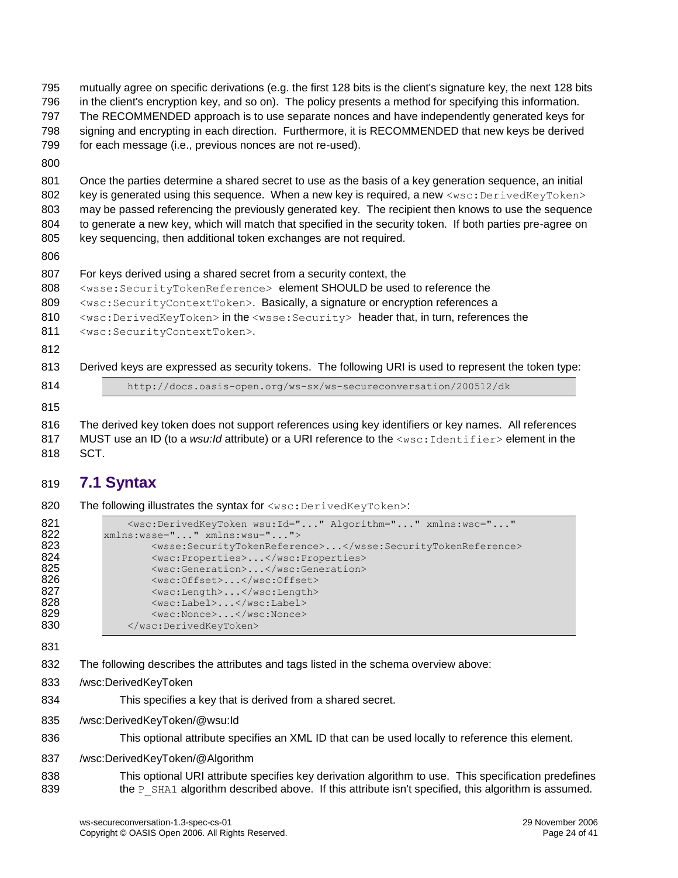mutually agree on specific derivations (e.g. the first 128 bits is the client's signature key, the next 128 bits in the client's encryption key, and so on). The policy presents a method for specifying this information. The RECOMMENDED approach is to use separate nonces and have independently generated keys for signing and encrypting in each direction. Furthermore, it is RECOMMENDED that new keys be derived for each message (i.e., previous nonces are not re-used).

Once the parties determine a shared secret to use as the basis of a key generation sequence, an initial key is generated using this sequence. When a new key is required, a new `<wsc:DerivedKeyToken>` may be passed referencing the previously generated key. The recipient then knows to use the sequence to generate a new key, which will match that specified in the security token. If both parties pre-agree on key sequencing, then additional token exchanges are not required.

For keys derived using a shared secret from a security context, the `<wsse:SecurityTokenReference>` element SHOULD be used to reference the `<wsc:SecurityContextToken>`. Basically, a signature or encryption references a `<wsc:DerivedKeyToken>` in the `<wsse:Security>` header that, in turn, references the `<wsc:SecurityContextToken>`.

Derived keys are expressed as security tokens. The following URI is used to represent the token type:

```
http://docs.oasis-open.org/ws-sx/ws-secureconversation/200512/dk
```

The derived key token does not support references using key identifiers or key names. All references MUST use an ID (to a *wsu:Id* attribute) or a URI reference to the `<wsc:Identifier>` element in the SCT.

## 7.1 Syntax

The following illustrates the syntax for `<wsc:DerivedKeyToken>`:

```
<wsc:DerivedKeyToken wsu:Id="..." Algorithm="..." xmlns:wsc="..."
xmlns:wsse="..." xmlns:wsu="...">
    <wsse:SecurityTokenReference>...</wsse:SecurityTokenReference>
    <wsc:Properties>...</wsc:Properties>
    <wsc:Generation>...</wsc:Generation>
    <wsc:Offset>...</wsc:Offset>
    <wsc:Length>...</wsc:Length>
    <wsc:Label>...</wsc:Label>
    <wsc:Nonce>...</wsc:Nonce>
</wsc:DerivedKeyToken>
```

The following describes the attributes and tags listed in the schema overview above:

/wsc:DerivedKeyToken

This specifies a key that is derived from a shared secret.

/wsc:DerivedKeyToken/@wsu:Id

This optional attribute specifies an XML ID that can be used locally to reference this element.

/wsc:DerivedKeyToken/@Algorithm

This optional URI attribute specifies key derivation algorithm to use. This specification predefines the `P_SHA1` algorithm described above. If this attribute isn't specified, this algorithm is assumed.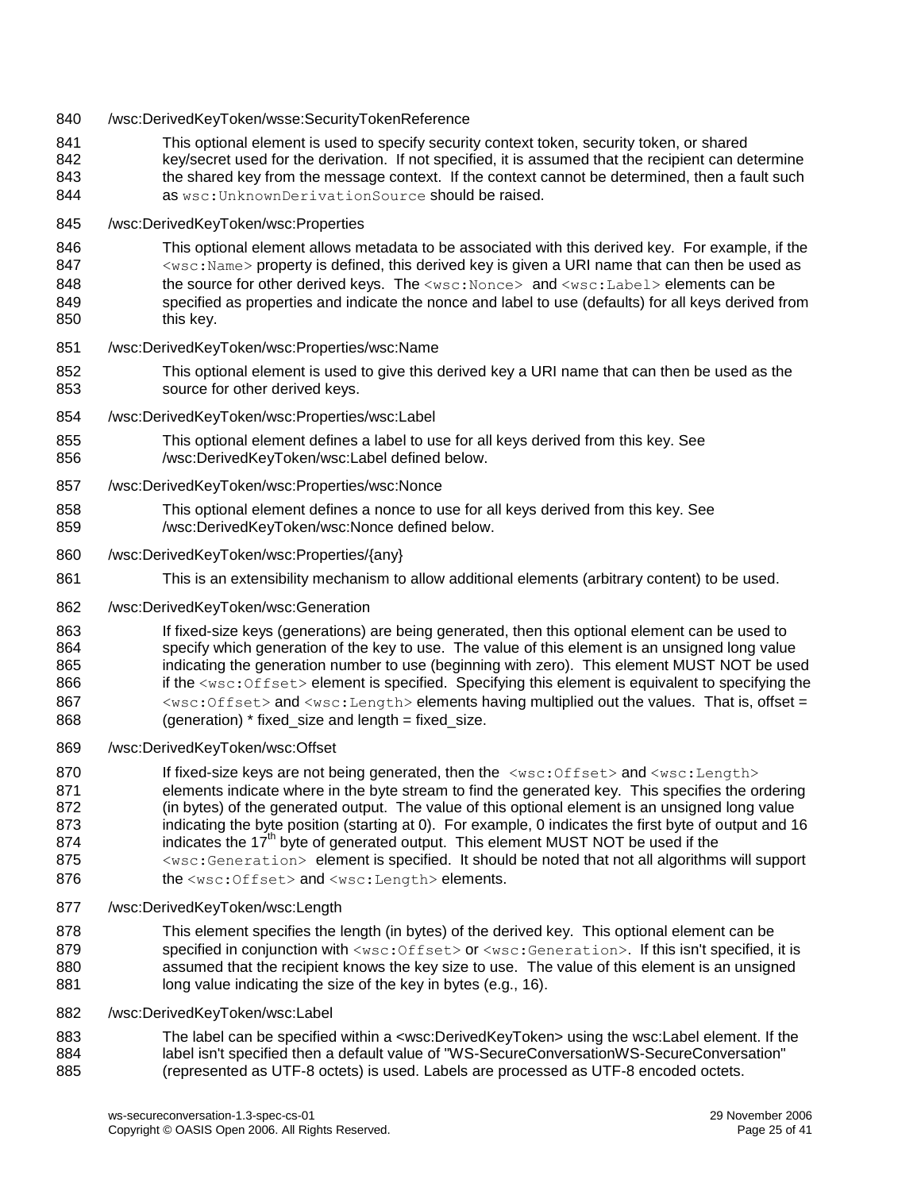/wsc:DerivedKeyToken/wsse:SecurityTokenReference

This optional element is used to specify security context token, security token, or shared key/secret used for the derivation. If not specified, it is assumed that the recipient can determine the shared key from the message context. If the context cannot be determined, then a fault such as `wsc:UnknownDerivationSource` should be raised.

/wsc:DerivedKeyToken/wsc:Properties

This optional element allows metadata to be associated with this derived key. For example, if the `<wsc:Name>` property is defined, this derived key is given a URI name that can then be used as the source for other derived keys. The `<wsc:Nonce>` and `<wsc:Label>` elements can be specified as properties and indicate the nonce and label to use (defaults) for all keys derived from this key.

/wsc:DerivedKeyToken/wsc:Properties/wsc:Name

This optional element is used to give this derived key a URI name that can then be used as the source for other derived keys.

/wsc:DerivedKeyToken/wsc:Properties/wsc:Label

This optional element defines a label to use for all keys derived from this key. See /wsc:DerivedKeyToken/wsc:Label defined below.

/wsc:DerivedKeyToken/wsc:Properties/wsc:Nonce

This optional element defines a nonce to use for all keys derived from this key. See /wsc:DerivedKeyToken/wsc:Nonce defined below.

/wsc:DerivedKeyToken/wsc:Properties/{any}

This is an extensibility mechanism to allow additional elements (arbitrary content) to be used.

/wsc:DerivedKeyToken/wsc:Generation

If fixed-size keys (generations) are being generated, then this optional element can be used to specify which generation of the key to use. The value of this element is an unsigned long value indicating the generation number to use (beginning with zero). This element MUST NOT be used if the `<wsc:Offset>` element is specified. Specifying this element is equivalent to specifying the `<wsc:Offset>` and `<wsc:Length>` elements having multiplied out the values. That is, offset = (generation) * fixed_size and length = fixed_size.

/wsc:DerivedKeyToken/wsc:Offset

If fixed-size keys are not being generated, then the `<wsc:Offset>` and `<wsc:Length>` elements indicate where in the byte stream to find the generated key. This specifies the ordering (in bytes) of the generated output. The value of this optional element is an unsigned long value indicating the byte position (starting at 0). For example, 0 indicates the first byte of output and 16 indicates the 17th byte of generated output. This element MUST NOT be used if the `<wsc:Generation>` element is specified. It should be noted that not all algorithms will support the `<wsc:Offset>` and `<wsc:Length>` elements.

/wsc:DerivedKeyToken/wsc:Length

This element specifies the length (in bytes) of the derived key. This optional element can be specified in conjunction with `<wsc:Offset>` or `<wsc:Generation>`. If this isn't specified, it is assumed that the recipient knows the key size to use. The value of this element is an unsigned long value indicating the size of the key in bytes (e.g., 16).

/wsc:DerivedKeyToken/wsc:Label

The label can be specified within a <wsc:DerivedKeyToken> using the wsc:Label element. If the label isn't specified then a default value of "WS-SecureConversationWS-SecureConversation" (represented as UTF-8 octets) is used. Labels are processed as UTF-8 encoded octets.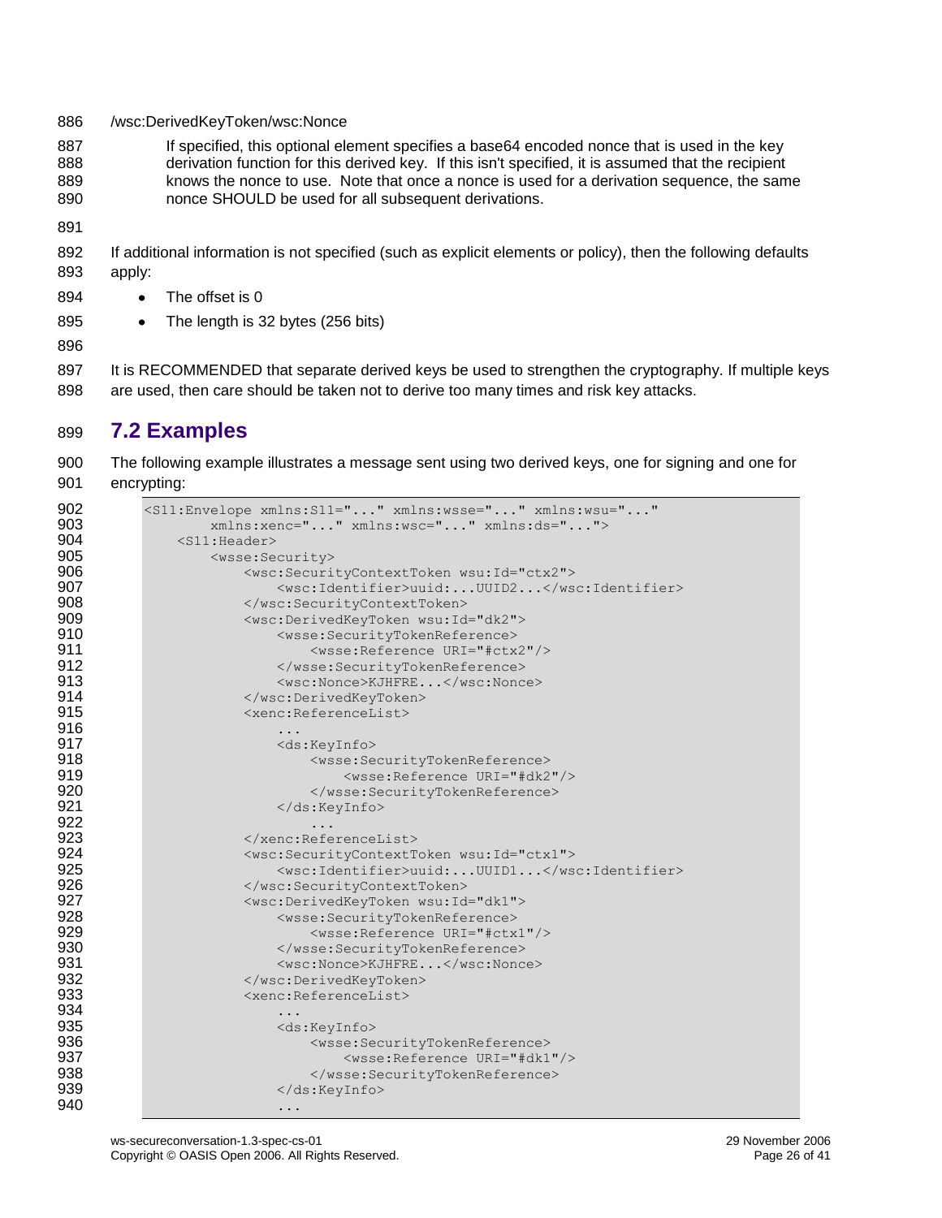/wsc:DerivedKeyToken/wsc:Nonce

If specified, this optional element specifies a base64 encoded nonce that is used in the key derivation function for this derived key. If this isn't specified, it is assumed that the recipient knows the nonce to use. Note that once a nonce is used for a derivation sequence, the same nonce SHOULD be used for all subsequent derivations.

If additional information is not specified (such as explicit elements or policy), then the following defaults apply:

- The offset is 0
- The length is 32 bytes (256 bits)

It is RECOMMENDED that separate derived keys be used to strengthen the cryptography. If multiple keys are used, then care should be taken not to derive too many times and risk key attacks.

## 7.2 Examples

The following example illustrates a message sent using two derived keys, one for signing and one for encrypting:

```
<S11:Envelope xmlns:S11="..." xmlns:wsse="..." xmlns:wsu="..."
        xmlns:xenc="..." xmlns:wsc="..." xmlns:ds="...">
    <S11:Header>
        <wsse:Security>
            <wsc:SecurityContextToken wsu:Id="ctx2">
                <wsc:Identifier>uuid:...UUID2...</wsc:Identifier>
            </wsc:SecurityContextToken>
            <wsc:DerivedKeyToken wsu:Id="dk2">
                <wsse:SecurityTokenReference>
                    <wsse:Reference URI="#ctx2"/>
                </wsse:SecurityTokenReference>
                <wsc:Nonce>KJHFRE...</wsc:Nonce>
            </wsc:DerivedKeyToken>
            <xenc:ReferenceList>
                ...
                <ds:KeyInfo>
                    <wsse:SecurityTokenReference>
                        <wsse:Reference URI="#dk2"/>
                    </wsse:SecurityTokenReference>
                </ds:KeyInfo>
                    ...
            </xenc:ReferenceList>
            <wsc:SecurityContextToken wsu:Id="ctx1">
                <wsc:Identifier>uuid:...UUID1...</wsc:Identifier>
            </wsc:SecurityContextToken>
            <wsc:DerivedKeyToken wsu:Id="dk1">
                <wsse:SecurityTokenReference>
                    <wsse:Reference URI="#ctx1"/>
                </wsse:SecurityTokenReference>
                <wsc:Nonce>KJHFRE...</wsc:Nonce>
            </wsc:DerivedKeyToken>
            <xenc:ReferenceList>
                ...
                <ds:KeyInfo>
                    <wsse:SecurityTokenReference>
                        <wsse:Reference URI="#dk1"/>
                    </wsse:SecurityTokenReference>
                </ds:KeyInfo>
                ...
```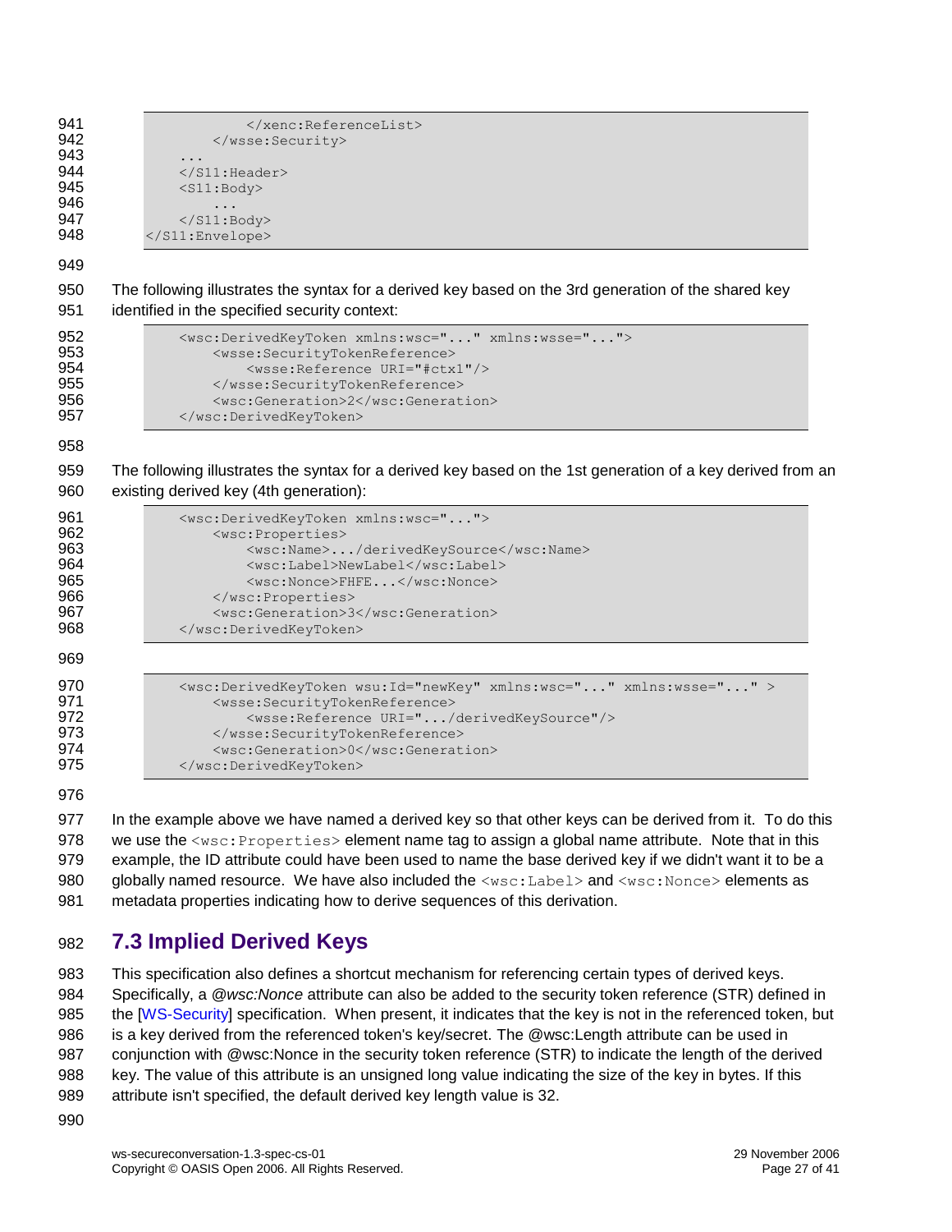```
            </xenc:ReferenceList>
        </wsse:Security>
    ...
    </S11:Header>
    <S11:Body>
        ...
    </S11:Body>
</S11:Envelope>
```

The following illustrates the syntax for a derived key based on the 3rd generation of the shared key identified in the specified security context:

```
    <wsc:DerivedKeyToken xmlns:wsc="..." xmlns:wsse="...">
        <wsse:SecurityTokenReference>
            <wsse:Reference URI="#ctx1"/>
        </wsse:SecurityTokenReference>
        <wsc:Generation>2</wsc:Generation>
    </wsc:DerivedKeyToken>
```

The following illustrates the syntax for a derived key based on the 1st generation of a key derived from an existing derived key (4th generation):

```
    <wsc:DerivedKeyToken xmlns:wsc="...">
        <wsc:Properties>
            <wsc:Name>.../derivedKeySource</wsc:Name>
            <wsc:Label>NewLabel</wsc:Label>
            <wsc:Nonce>FHFE...</wsc:Nonce>
        </wsc:Properties>
        <wsc:Generation>3</wsc:Generation>
    </wsc:DerivedKeyToken>
```

```
    <wsc:DerivedKeyToken wsu:Id="newKey" xmlns:wsc="..." xmlns:wsse="..." >
        <wsse:SecurityTokenReference>
            <wsse:Reference URI=".../derivedKeySource"/>
        </wsse:SecurityTokenReference>
        <wsc:Generation>0</wsc:Generation>
    </wsc:DerivedKeyToken>
```

In the example above we have named a derived key so that other keys can be derived from it. To do this we use the `<wsc:Properties>` element name tag to assign a global name attribute. Note that in this example, the ID attribute could have been used to name the base derived key if we didn't want it to be a globally named resource. We have also included the `<wsc:Label>` and `<wsc:Nonce>` elements as metadata properties indicating how to derive sequences of this derivation.

## 7.3 Implied Derived Keys

This specification also defines a shortcut mechanism for referencing certain types of derived keys. Specifically, a *@wsc:Nonce* attribute can also be added to the security token reference (STR) defined in the [WS-Security] specification. When present, it indicates that the key is not in the referenced token, but is a key derived from the referenced token's key/secret. The @wsc:Length attribute can be used in conjunction with @wsc:Nonce in the security token reference (STR) to indicate the length of the derived key. The value of this attribute is an unsigned long value indicating the size of the key in bytes. If this attribute isn't specified, the default derived key length value is 32.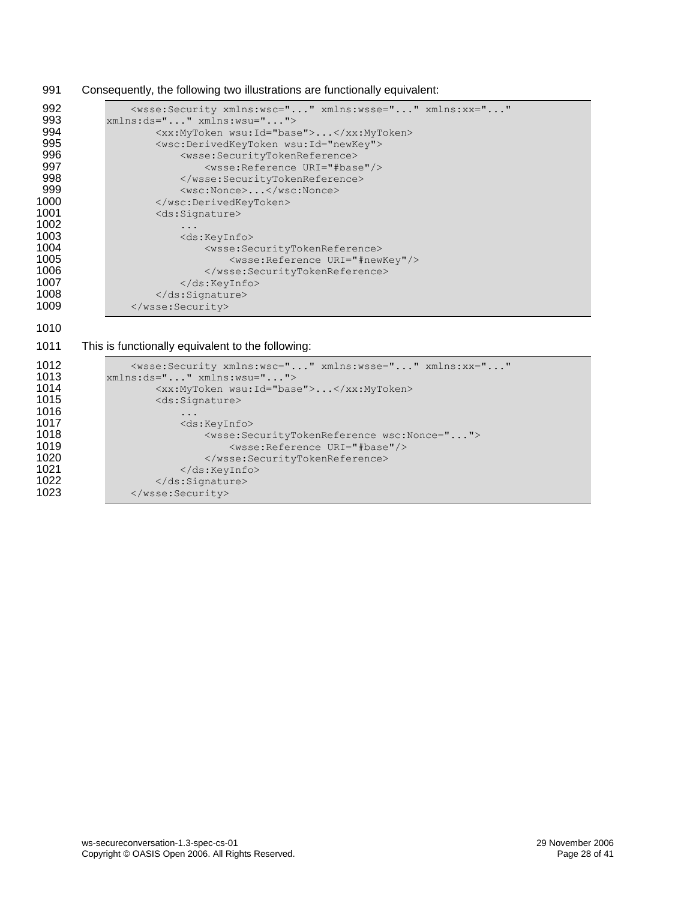Consequently, the following two illustrations are functionally equivalent:

```
    <wsse:Security xmlns:wsc="..." xmlns:wsse="..." xmlns:xx="..."
xmlns:ds="..." xmlns:wsu="...">
        <xx:MyToken wsu:Id="base">...</xx:MyToken>
        <wsc:DerivedKeyToken wsu:Id="newKey">
            <wsse:SecurityTokenReference>
                <wsse:Reference URI="#base"/>
            </wsse:SecurityTokenReference>
            <wsc:Nonce>...</wsc:Nonce>
        </wsc:DerivedKeyToken>
        <ds:Signature>
            ...
            <ds:KeyInfo>
                <wsse:SecurityTokenReference>
                    <wsse:Reference URI="#newKey"/>
                </wsse:SecurityTokenReference>
            </ds:KeyInfo>
        </ds:Signature>
    </wsse:Security>
```

This is functionally equivalent to the following:

```
    <wsse:Security xmlns:wsc="..." xmlns:wsse="..." xmlns:xx="..."
xmlns:ds="..." xmlns:wsu="...">
        <xx:MyToken wsu:Id="base">...</xx:MyToken>
        <ds:Signature>
            ...
            <ds:KeyInfo>
                <wsse:SecurityTokenReference wsc:Nonce="...">
                    <wsse:Reference URI="#base"/>
                </wsse:SecurityTokenReference>
            </ds:KeyInfo>
        </ds:Signature>
    </wsse:Security>
```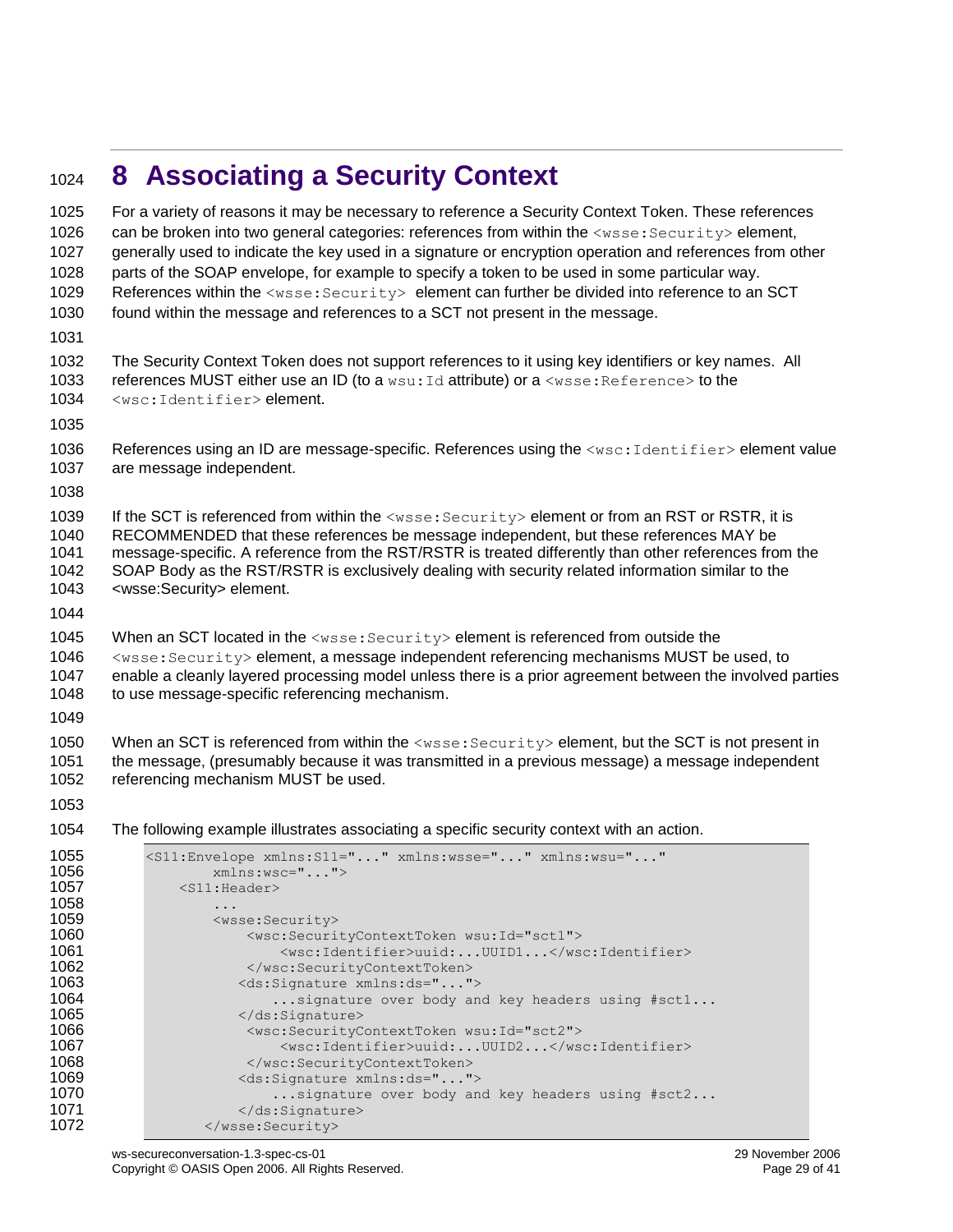# 8 Associating a Security Context

For a variety of reasons it may be necessary to reference a Security Context Token. These references can be broken into two general categories: references from within the `<wsse:Security>` element, generally used to indicate the key used in a signature or encryption operation and references from other parts of the SOAP envelope, for example to specify a token to be used in some particular way. References within the `<wsse:Security>` element can further be divided into reference to an SCT found within the message and references to a SCT not present in the message.

The Security Context Token does not support references to it using key identifiers or key names. All references MUST either use an ID (to a `wsu:Id` attribute) or a `<wsse:Reference>` to the `<wsc:Identifier>` element.

References using an ID are message-specific. References using the `<wsc:Identifier>` element value are message independent.

If the SCT is referenced from within the `<wsse:Security>` element or from an RST or RSTR, it is RECOMMENDED that these references be message independent, but these references MAY be message-specific. A reference from the RST/RSTR is treated differently than other references from the SOAP Body as the RST/RSTR is exclusively dealing with security related information similar to the <wsse:Security> element.

When an SCT located in the `<wsse:Security>` element is referenced from outside the `<wsse:Security>` element, a message independent referencing mechanisms MUST be used, to enable a cleanly layered processing model unless there is a prior agreement between the involved parties to use message-specific referencing mechanism.

When an SCT is referenced from within the `<wsse:Security>` element, but the SCT is not present in the message, (presumably because it was transmitted in a previous message) a message independent referencing mechanism MUST be used.

The following example illustrates associating a specific security context with an action.

```
<S11:Envelope xmlns:S11="..." xmlns:wsse="..." xmlns:wsu="..."
        xmlns:wsc="...">
    <S11:Header>
        ...
        <wsse:Security>
            <wsc:SecurityContextToken wsu:Id="sct1">
                <wsc:Identifier>uuid:...UUID1...</wsc:Identifier>
            </wsc:SecurityContextToken>
           <ds:Signature xmlns:ds="...">
               ...signature over body and key headers using #sct1...
           </ds:Signature>
            <wsc:SecurityContextToken wsu:Id="sct2">
                <wsc:Identifier>uuid:...UUID2...</wsc:Identifier>
            </wsc:SecurityContextToken>
           <ds:Signature xmlns:ds="...">
               ...signature over body and key headers using #sct2...
           </ds:Signature>
       </wsse:Security>
```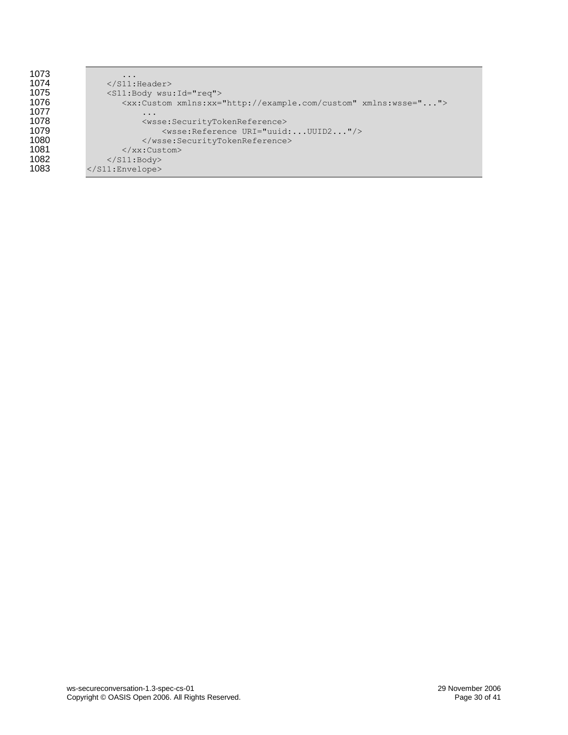```
        ...
    </S11:Header>
    <S11:Body wsu:Id="req">
        <xx:Custom xmlns:xx="http://example.com/custom" xmlns:wsse="...">
            ...
            <wsse:SecurityTokenReference>
                <wsse:Reference URI="uuid:...UUID2..."/>
            </wsse:SecurityTokenReference>
        </xx:Custom>
    </S11:Body>
</S11:Envelope>
```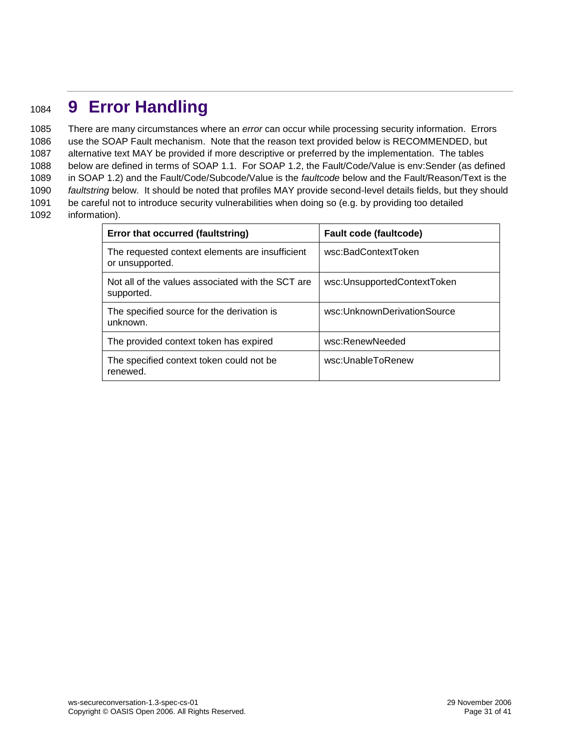# 9 Error Handling

There are many circumstances where an *error* can occur while processing security information. Errors use the SOAP Fault mechanism. Note that the reason text provided below is RECOMMENDED, but alternative text MAY be provided if more descriptive or preferred by the implementation. The tables below are defined in terms of SOAP 1.1. For SOAP 1.2, the Fault/Code/Value is env:Sender (as defined in SOAP 1.2) and the Fault/Code/Subcode/Value is the *faultcode* below and the Fault/Reason/Text is the *faultstring* below. It should be noted that profiles MAY provide second-level details fields, but they should be careful not to introduce security vulnerabilities when doing so (e.g. by providing too detailed information).

| Error that occurred (faultstring) | Fault code (faultcode) |
| --- | --- |
| The requested context elements are insufficient or unsupported. | wsc:BadContextToken |
| Not all of the values associated with the SCT are supported. | wsc:UnsupportedContextToken |
| The specified source for the derivation is unknown. | wsc:UnknownDerivationSource |
| The provided context token has expired | wsc:RenewNeeded |
| The specified context token could not be renewed. | wsc:UnableToRenew |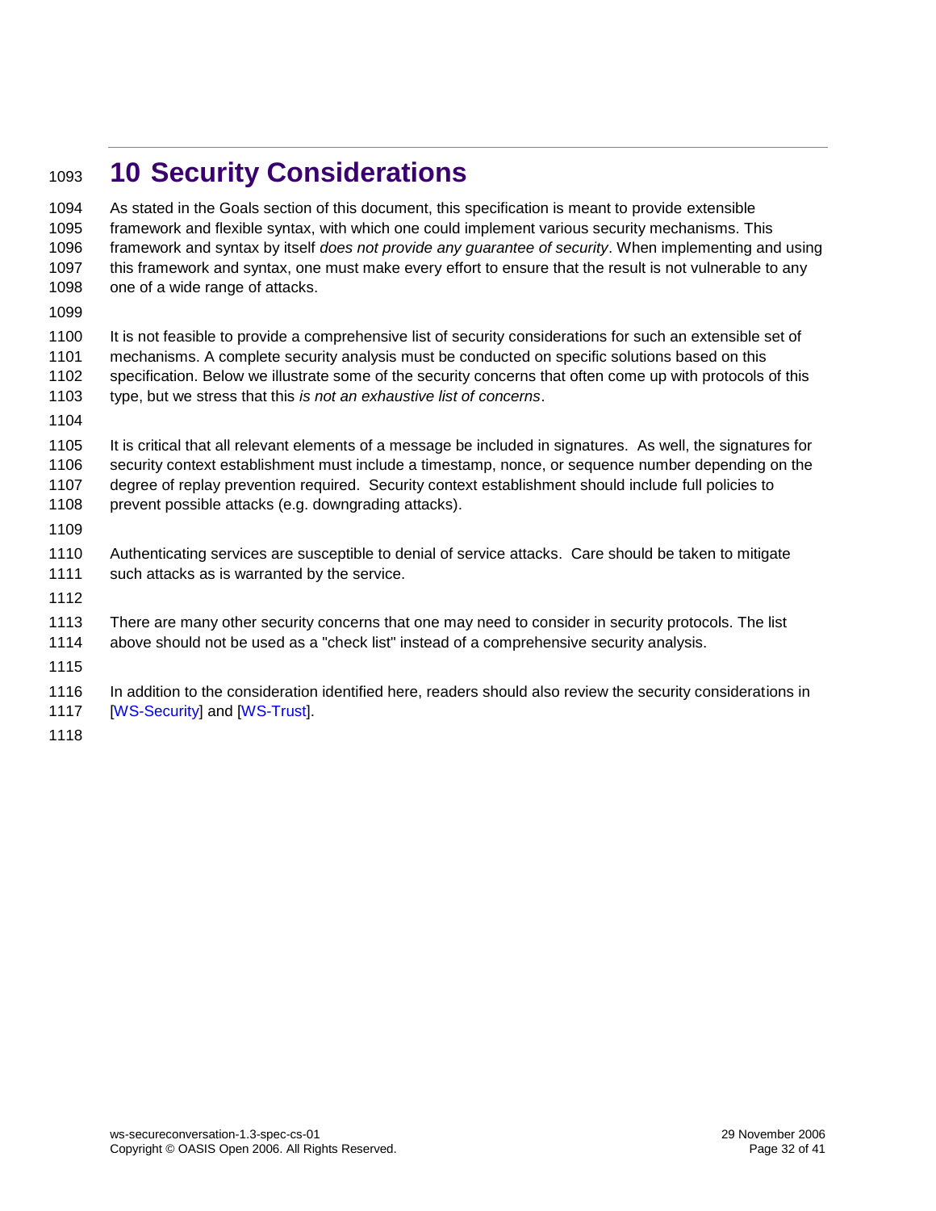# 10 Security Considerations

As stated in the Goals section of this document, this specification is meant to provide extensible framework and flexible syntax, with which one could implement various security mechanisms. This framework and syntax by itself *does not provide any guarantee of security*. When implementing and using this framework and syntax, one must make every effort to ensure that the result is not vulnerable to any one of a wide range of attacks.

It is not feasible to provide a comprehensive list of security considerations for such an extensible set of mechanisms. A complete security analysis must be conducted on specific solutions based on this specification. Below we illustrate some of the security concerns that often come up with protocols of this type, but we stress that this *is not an exhaustive list of concerns*.

It is critical that all relevant elements of a message be included in signatures. As well, the signatures for security context establishment must include a timestamp, nonce, or sequence number depending on the degree of replay prevention required. Security context establishment should include full policies to prevent possible attacks (e.g. downgrading attacks).

Authenticating services are susceptible to denial of service attacks. Care should be taken to mitigate such attacks as is warranted by the service.

There are many other security concerns that one may need to consider in security protocols. The list above should not be used as a "check list" instead of a comprehensive security analysis.

In addition to the consideration identified here, readers should also review the security considerations in [WS-Security] and [WS-Trust].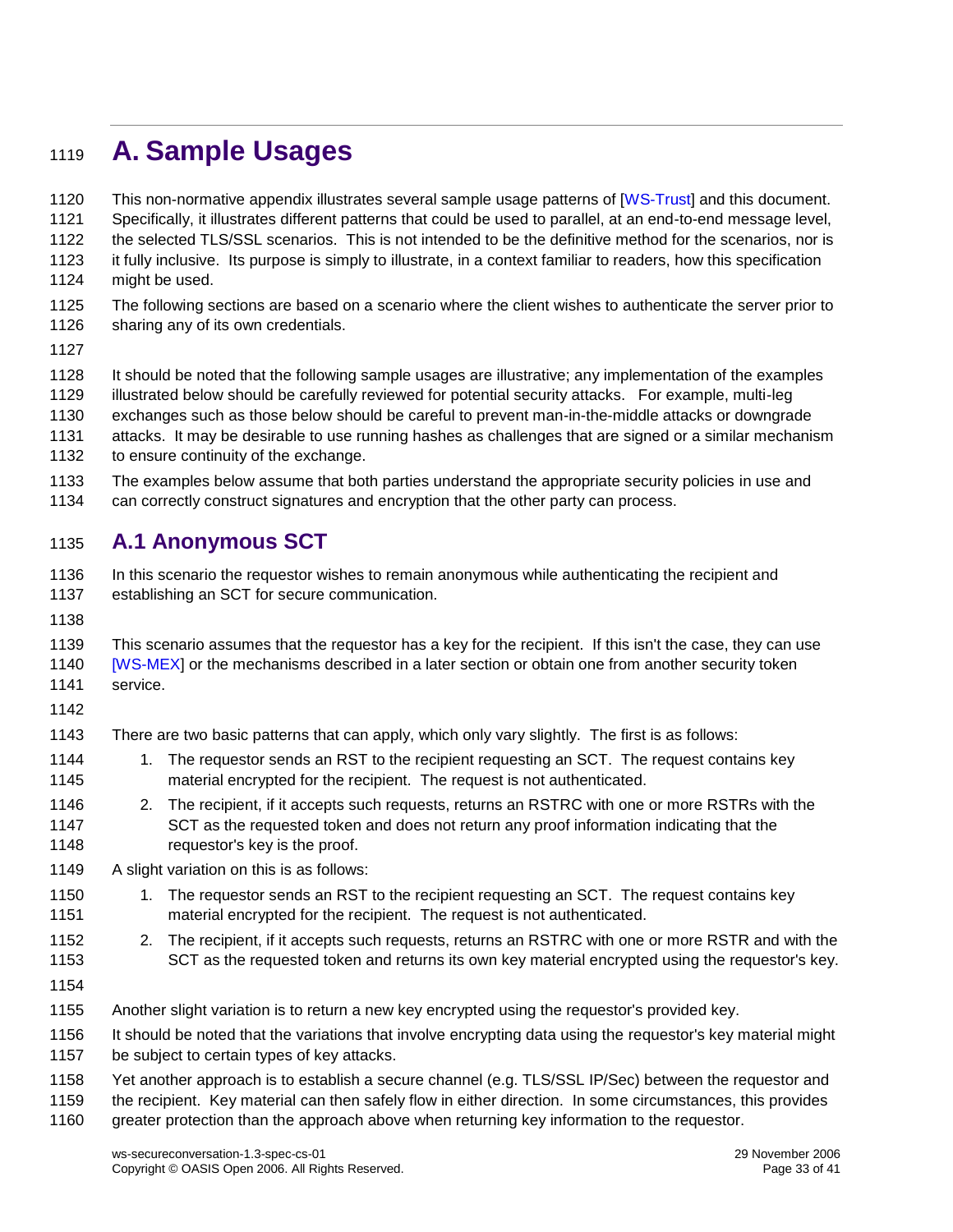# A. Sample Usages

This non-normative appendix illustrates several sample usage patterns of [WS-Trust] and this document. Specifically, it illustrates different patterns that could be used to parallel, at an end-to-end message level, the selected TLS/SSL scenarios. This is not intended to be the definitive method for the scenarios, nor is it fully inclusive. Its purpose is simply to illustrate, in a context familiar to readers, how this specification might be used.

The following sections are based on a scenario where the client wishes to authenticate the server prior to sharing any of its own credentials.

It should be noted that the following sample usages are illustrative; any implementation of the examples illustrated below should be carefully reviewed for potential security attacks. For example, multi-leg exchanges such as those below should be careful to prevent man-in-the-middle attacks or downgrade attacks. It may be desirable to use running hashes as challenges that are signed or a similar mechanism to ensure continuity of the exchange.

The examples below assume that both parties understand the appropriate security policies in use and can correctly construct signatures and encryption that the other party can process.

## A.1 Anonymous SCT

In this scenario the requestor wishes to remain anonymous while authenticating the recipient and establishing an SCT for secure communication.

This scenario assumes that the requestor has a key for the recipient. If this isn't the case, they can use [WS-MEX] or the mechanisms described in a later section or obtain one from another security token service.

There are two basic patterns that can apply, which only vary slightly. The first is as follows:

1. The requestor sends an RST to the recipient requesting an SCT. The request contains key material encrypted for the recipient. The request is not authenticated.
2. The recipient, if it accepts such requests, returns an RSTRC with one or more RSTRs with the SCT as the requested token and does not return any proof information indicating that the requestor's key is the proof.

A slight variation on this is as follows:

1. The requestor sends an RST to the recipient requesting an SCT. The request contains key material encrypted for the recipient. The request is not authenticated.
2. The recipient, if it accepts such requests, returns an RSTRC with one or more RSTR and with the SCT as the requested token and returns its own key material encrypted using the requestor's key.

Another slight variation is to return a new key encrypted using the requestor's provided key.

It should be noted that the variations that involve encrypting data using the requestor's key material might be subject to certain types of key attacks.

Yet another approach is to establish a secure channel (e.g. TLS/SSL IP/Sec) between the requestor and the recipient. Key material can then safely flow in either direction. In some circumstances, this provides greater protection than the approach above when returning key information to the requestor.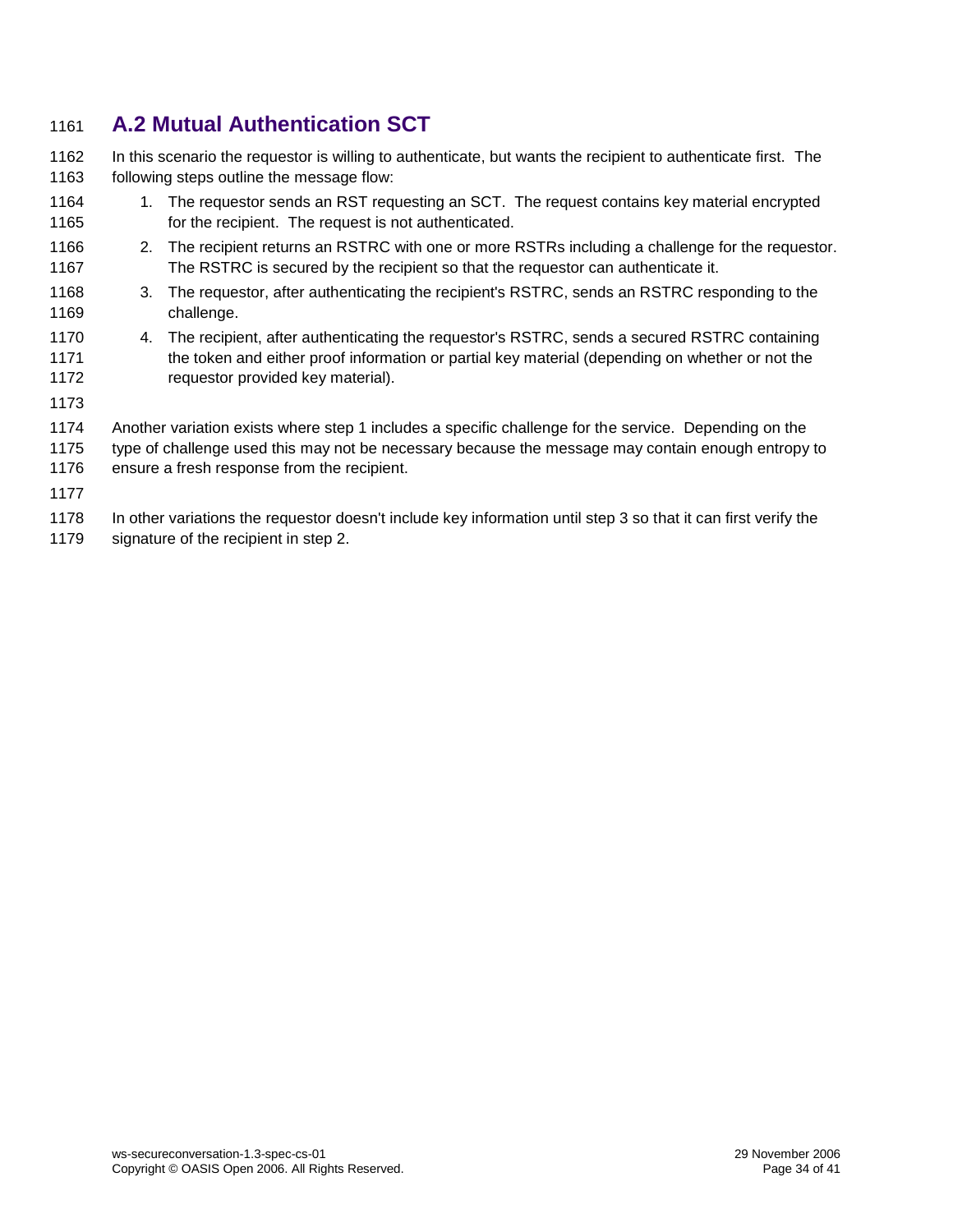## A.2 Mutual Authentication SCT

In this scenario the requestor is willing to authenticate, but wants the recipient to authenticate first. The following steps outline the message flow:

1. The requestor sends an RST requesting an SCT. The request contains key material encrypted for the recipient. The request is not authenticated.
2. The recipient returns an RSTRC with one or more RSTRs including a challenge for the requestor. The RSTRC is secured by the recipient so that the requestor can authenticate it.
3. The requestor, after authenticating the recipient's RSTRC, sends an RSTRC responding to the challenge.
4. The recipient, after authenticating the requestor's RSTRC, sends a secured RSTRC containing the token and either proof information or partial key material (depending on whether or not the requestor provided key material).

Another variation exists where step 1 includes a specific challenge for the service. Depending on the type of challenge used this may not be necessary because the message may contain enough entropy to ensure a fresh response from the recipient.

In other variations the requestor doesn't include key information until step 3 so that it can first verify the signature of the recipient in step 2.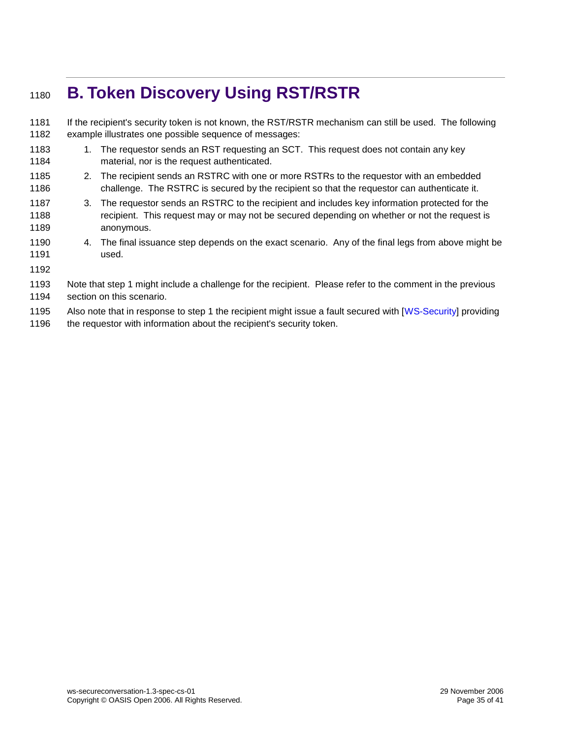# B. Token Discovery Using RST/RSTR

If the recipient's security token is not known, the RST/RSTR mechanism can still be used. The following example illustrates one possible sequence of messages:

1. The requestor sends an RST requesting an SCT. This request does not contain any key material, nor is the request authenticated.
2. The recipient sends an RSTRC with one or more RSTRs to the requestor with an embedded challenge. The RSTRC is secured by the recipient so that the requestor can authenticate it.
3. The requestor sends an RSTRC to the recipient and includes key information protected for the recipient. This request may or may not be secured depending on whether or not the request is anonymous.
4. The final issuance step depends on the exact scenario. Any of the final legs from above might be used.

Note that step 1 might include a challenge for the recipient. Please refer to the comment in the previous section on this scenario.

Also note that in response to step 1 the recipient might issue a fault secured with [WS-Security] providing the requestor with information about the recipient's security token.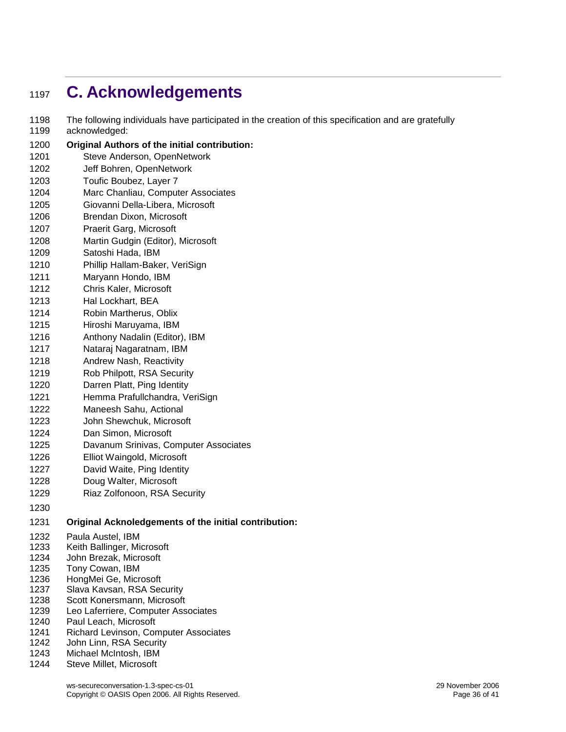# C. Acknowledgements

The following individuals have participated in the creation of this specification and are gratefully acknowledged:

**Original Authors of the initial contribution:**

Steve Anderson, OpenNetwork
Jeff Bohren, OpenNetwork
Toufic Boubez, Layer 7
Marc Chanliau, Computer Associates
Giovanni Della-Libera, Microsoft
Brendan Dixon, Microsoft
Praerit Garg, Microsoft
Martin Gudgin (Editor), Microsoft
Satoshi Hada, IBM
Phillip Hallam-Baker, VeriSign
Maryann Hondo, IBM
Chris Kaler, Microsoft
Hal Lockhart, BEA
Robin Martherus, Oblix
Hiroshi Maruyama, IBM
Anthony Nadalin (Editor), IBM
Nataraj Nagaratnam, IBM
Andrew Nash, Reactivity
Rob Philpott, RSA Security
Darren Platt, Ping Identity
Hemma Prafullchandra, VeriSign
Maneesh Sahu, Actional
John Shewchuk, Microsoft
Dan Simon, Microsoft
Davanum Srinivas, Computer Associates
Elliot Waingold, Microsoft
David Waite, Ping Identity
Doug Walter, Microsoft
Riaz Zolfonoon, RSA Security

**Original Acknoledgements of the initial contribution:**

Paula Austel, IBM
Keith Ballinger, Microsoft
John Brezak, Microsoft
Tony Cowan, IBM
HongMei Ge, Microsoft
Slava Kavsan, RSA Security
Scott Konersmann, Microsoft
Leo Laferriere, Computer Associates
Paul Leach, Microsoft
Richard Levinson, Computer Associates
John Linn, RSA Security
Michael McIntosh, IBM
Steve Millet, Microsoft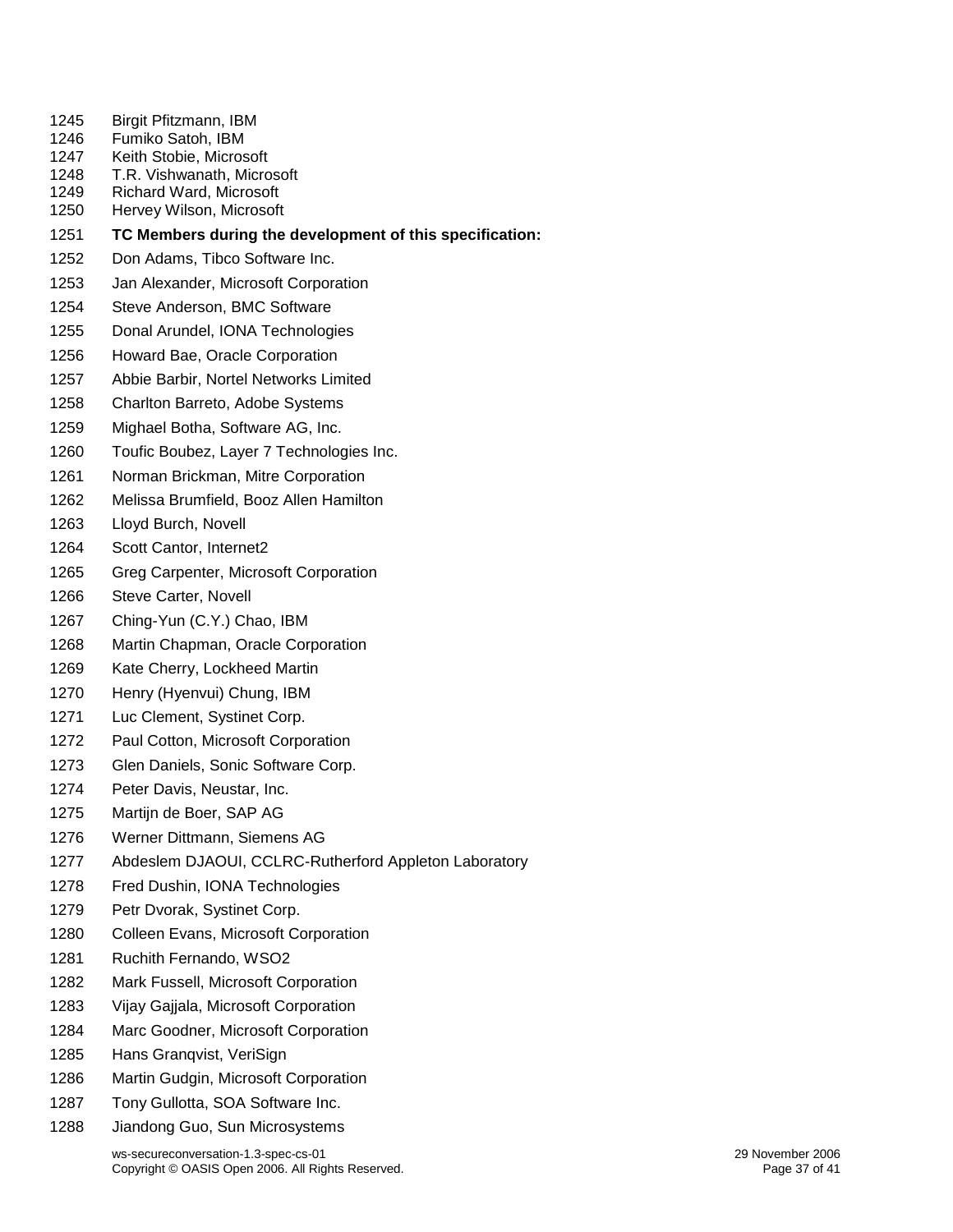1245 Birgit Pfitzmann, IBM
1246 Fumiko Satoh, IBM
1247 Keith Stobie, Microsoft
1248 T.R. Vishwanath, Microsoft
1249 Richard Ward, Microsoft
1250 Hervey Wilson, Microsoft

1251 **TC Members during the development of this specification:**

1252 Don Adams, Tibco Software Inc.

1253 Jan Alexander, Microsoft Corporation

1254 Steve Anderson, BMC Software

1255 Donal Arundel, IONA Technologies

1256 Howard Bae, Oracle Corporation

1257 Abbie Barbir, Nortel Networks Limited

1258 Charlton Barreto, Adobe Systems

1259 Mighael Botha, Software AG, Inc.

1260 Toufic Boubez, Layer 7 Technologies Inc.

1261 Norman Brickman, Mitre Corporation

1262 Melissa Brumfield, Booz Allen Hamilton

1263 Lloyd Burch, Novell

1264 Scott Cantor, Internet2

1265 Greg Carpenter, Microsoft Corporation

1266 Steve Carter, Novell

1267 Ching-Yun (C.Y.) Chao, IBM

1268 Martin Chapman, Oracle Corporation

1269 Kate Cherry, Lockheed Martin

1270 Henry (Hyenvui) Chung, IBM

1271 Luc Clement, Systinet Corp.

1272 Paul Cotton, Microsoft Corporation

1273 Glen Daniels, Sonic Software Corp.

1274 Peter Davis, Neustar, Inc.

1275 Martijn de Boer, SAP AG

1276 Werner Dittmann, Siemens AG

1277 Abdeslem DJAOUI, CCLRC-Rutherford Appleton Laboratory

1278 Fred Dushin, IONA Technologies

1279 Petr Dvorak, Systinet Corp.

1280 Colleen Evans, Microsoft Corporation

1281 Ruchith Fernando, WSO2

1282 Mark Fussell, Microsoft Corporation

1283 Vijay Gajjala, Microsoft Corporation

1284 Marc Goodner, Microsoft Corporation

1285 Hans Granqvist, VeriSign

1286 Martin Gudgin, Microsoft Corporation

1287 Tony Gullotta, SOA Software Inc.

1288 Jiandong Guo, Sun Microsystems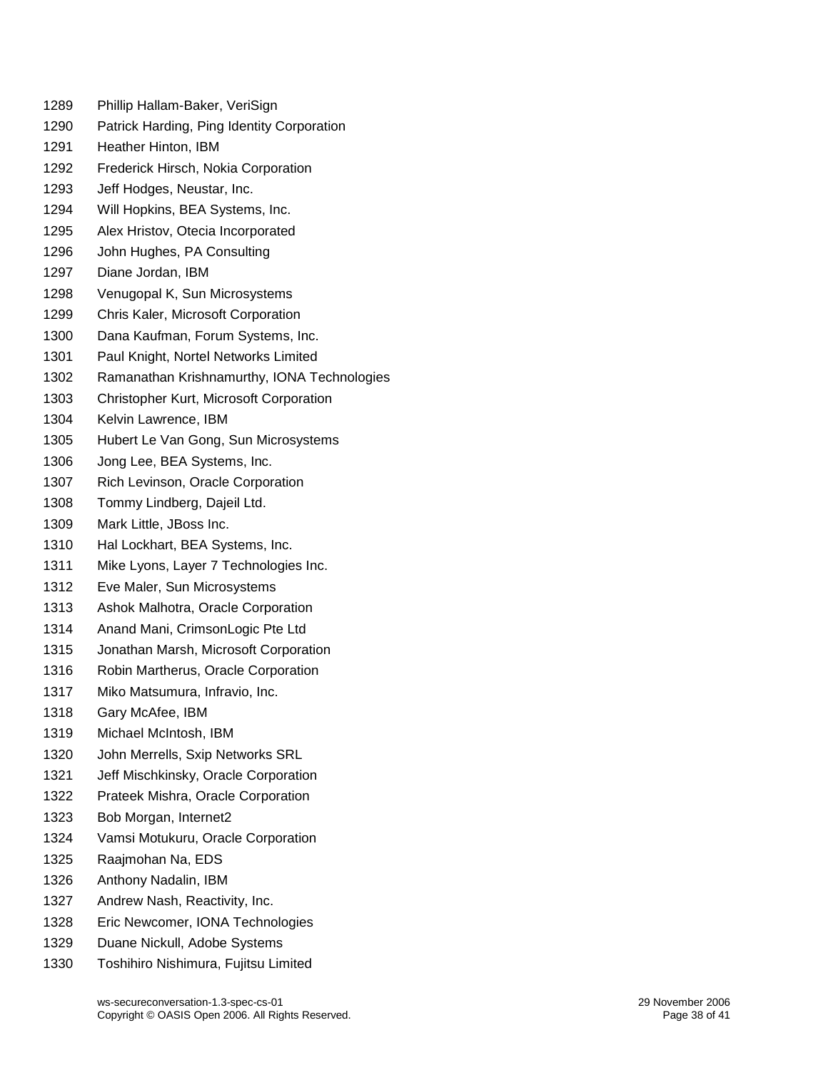1289 Phillip Hallam-Baker, VeriSign
1290 Patrick Harding, Ping Identity Corporation
1291 Heather Hinton, IBM
1292 Frederick Hirsch, Nokia Corporation
1293 Jeff Hodges, Neustar, Inc.
1294 Will Hopkins, BEA Systems, Inc.
1295 Alex Hristov, Otecia Incorporated
1296 John Hughes, PA Consulting
1297 Diane Jordan, IBM
1298 Venugopal K, Sun Microsystems
1299 Chris Kaler, Microsoft Corporation
1300 Dana Kaufman, Forum Systems, Inc.
1301 Paul Knight, Nortel Networks Limited
1302 Ramanathan Krishnamurthy, IONA Technologies
1303 Christopher Kurt, Microsoft Corporation
1304 Kelvin Lawrence, IBM
1305 Hubert Le Van Gong, Sun Microsystems
1306 Jong Lee, BEA Systems, Inc.
1307 Rich Levinson, Oracle Corporation
1308 Tommy Lindberg, Dajeil Ltd.
1309 Mark Little, JBoss Inc.
1310 Hal Lockhart, BEA Systems, Inc.
1311 Mike Lyons, Layer 7 Technologies Inc.
1312 Eve Maler, Sun Microsystems
1313 Ashok Malhotra, Oracle Corporation
1314 Anand Mani, CrimsonLogic Pte Ltd
1315 Jonathan Marsh, Microsoft Corporation
1316 Robin Martherus, Oracle Corporation
1317 Miko Matsumura, Infravio, Inc.
1318 Gary McAfee, IBM
1319 Michael McIntosh, IBM
1320 John Merrells, Sxip Networks SRL
1321 Jeff Mischkinsky, Oracle Corporation
1322 Prateek Mishra, Oracle Corporation
1323 Bob Morgan, Internet2
1324 Vamsi Motukuru, Oracle Corporation
1325 Raajmohan Na, EDS
1326 Anthony Nadalin, IBM
1327 Andrew Nash, Reactivity, Inc.
1328 Eric Newcomer, IONA Technologies
1329 Duane Nickull, Adobe Systems
1330 Toshihiro Nishimura, Fujitsu Limited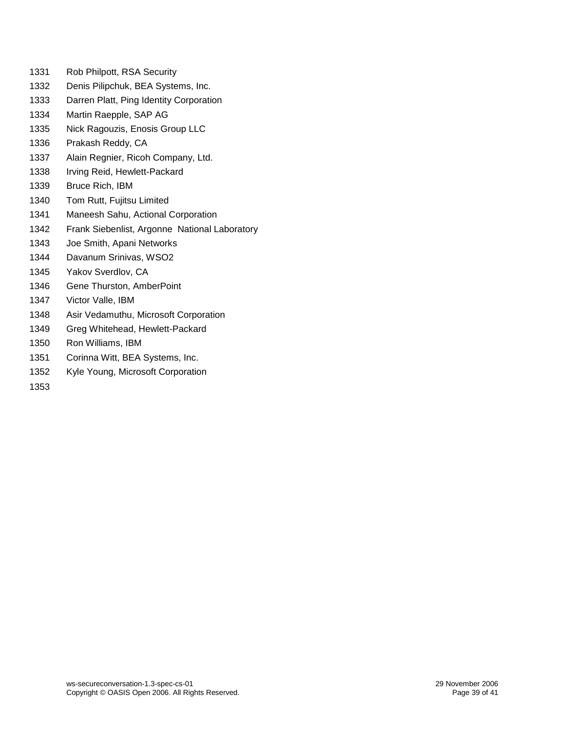1331 Rob Philpott, RSA Security
1332 Denis Pilipchuk, BEA Systems, Inc.
1333 Darren Platt, Ping Identity Corporation
1334 Martin Raepple, SAP AG
1335 Nick Ragouzis, Enosis Group LLC
1336 Prakash Reddy, CA
1337 Alain Regnier, Ricoh Company, Ltd.
1338 Irving Reid, Hewlett-Packard
1339 Bruce Rich, IBM
1340 Tom Rutt, Fujitsu Limited
1341 Maneesh Sahu, Actional Corporation
1342 Frank Siebenlist, Argonne National Laboratory
1343 Joe Smith, Apani Networks
1344 Davanum Srinivas, WSO2
1345 Yakov Sverdlov, CA
1346 Gene Thurston, AmberPoint
1347 Victor Valle, IBM
1348 Asir Vedamuthu, Microsoft Corporation
1349 Greg Whitehead, Hewlett-Packard
1350 Ron Williams, IBM
1351 Corinna Witt, BEA Systems, Inc.
1352 Kyle Young, Microsoft Corporation
1353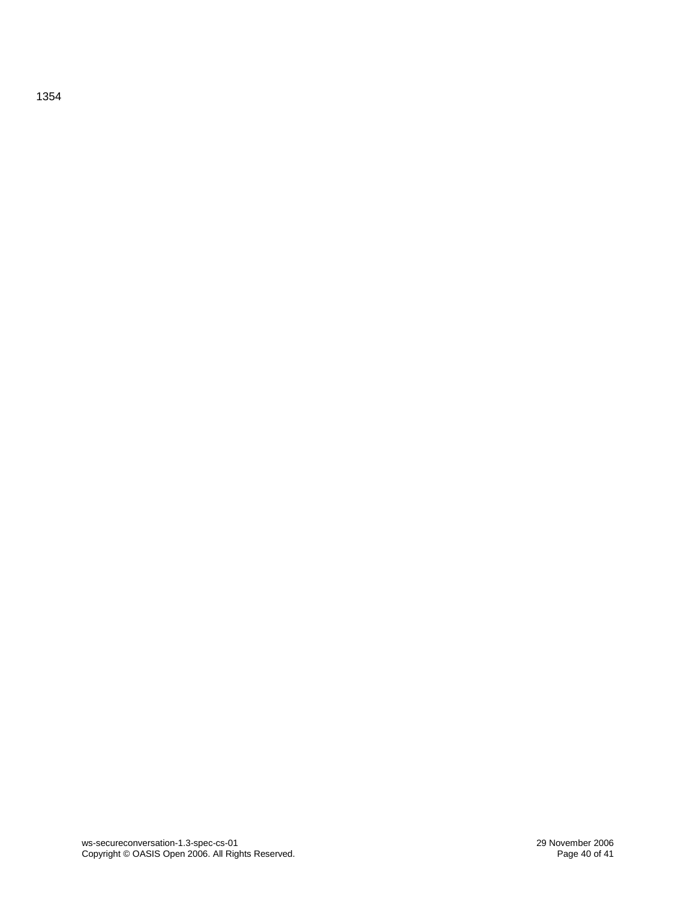1354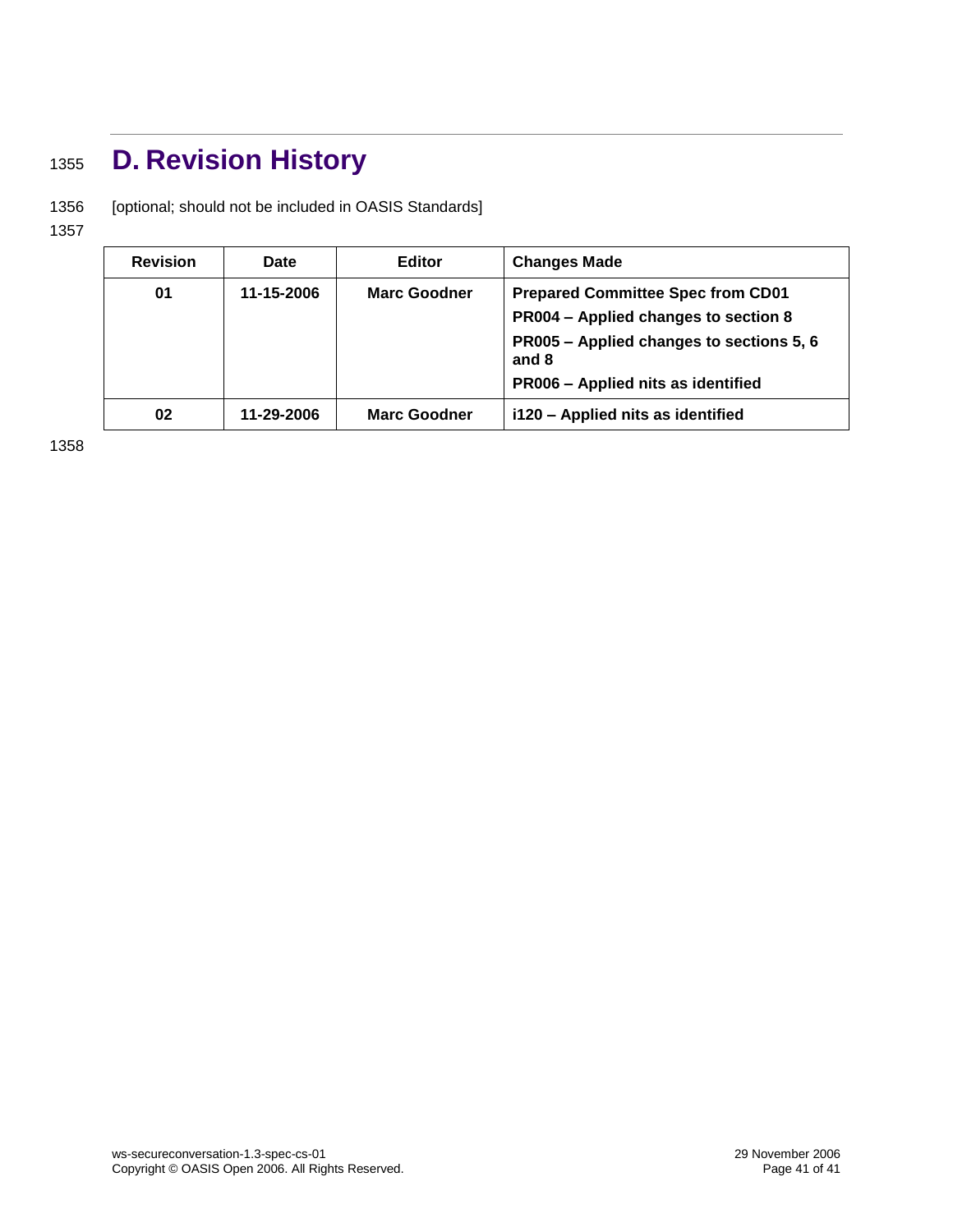# D. Revision History

[optional; should not be included in OASIS Standards]

| Revision | Date | Editor | Changes Made |
|---|---|---|---|
| **01** | **11-15-2006** | **Marc Goodner** | **Prepared Committee Spec from CD01**<br>**PR004 – Applied changes to section 8**<br>**PR005 – Applied changes to sections 5, 6 and 8**<br>**PR006 – Applied nits as identified** |
| **02** | **11-29-2006** | **Marc Goodner** | **i120 – Applied nits as identified** |